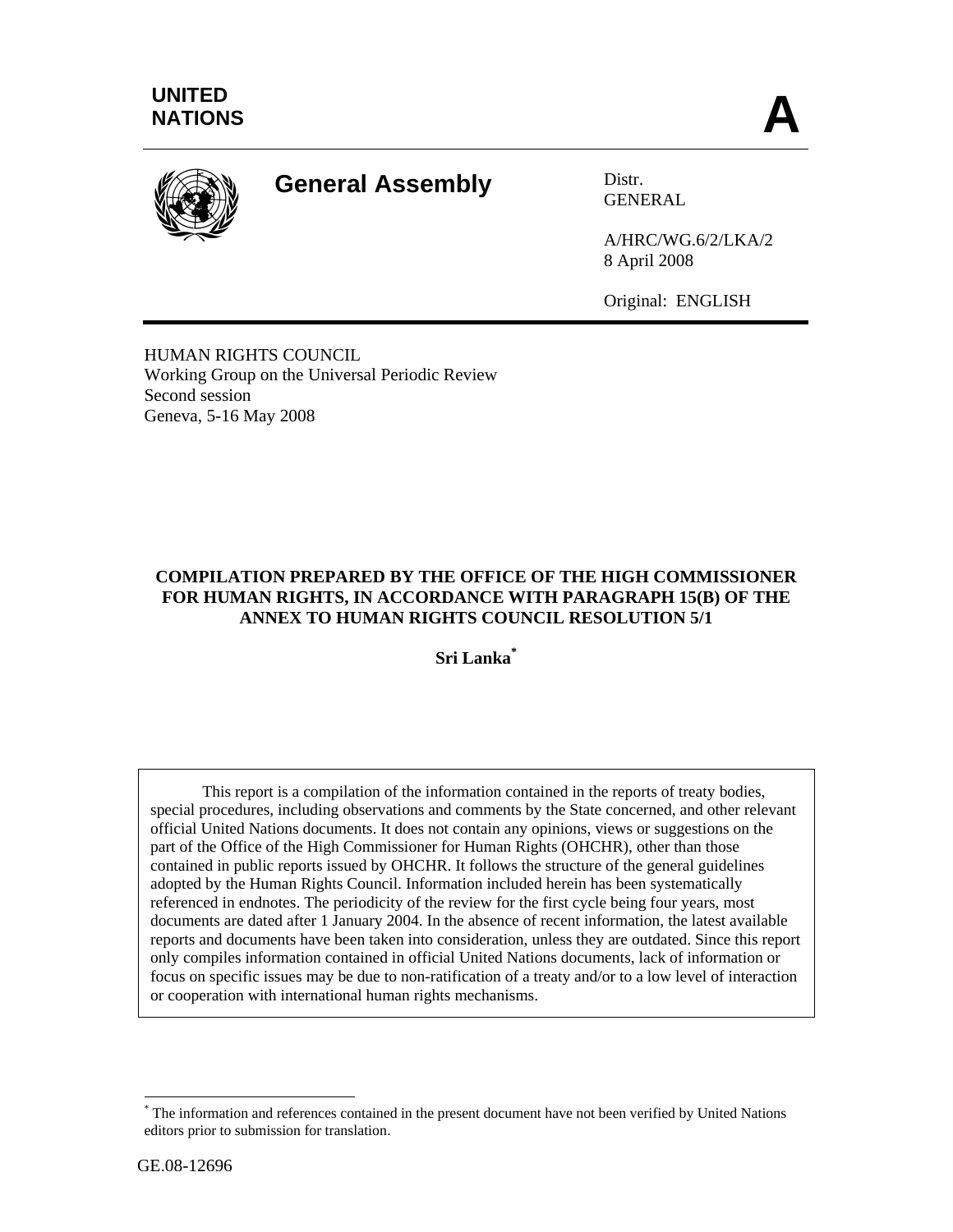UNITED NATIONS

**A**

# General Assembly

Distr.
GENERAL

A/HRC/WG.6/2/LKA/2
8 April 2008

Original: ENGLISH

HUMAN RIGHTS COUNCIL
Working Group on the Universal Periodic Review
Second session
Geneva, 5-16 May 2008

**COMPILATION PREPARED BY THE OFFICE OF THE HIGH COMMISSIONER FOR HUMAN RIGHTS, IN ACCORDANCE WITH PARAGRAPH 15(B) OF THE ANNEX TO HUMAN RIGHTS COUNCIL RESOLUTION 5/1**

**Sri Lanka***

This report is a compilation of the information contained in the reports of treaty bodies, special procedures, including observations and comments by the State concerned, and other relevant official United Nations documents. It does not contain any opinions, views or suggestions on the part of the Office of the High Commissioner for Human Rights (OHCHR), other than those contained in public reports issued by OHCHR. It follows the structure of the general guidelines adopted by the Human Rights Council. Information included herein has been systematically referenced in endnotes. The periodicity of the review for the first cycle being four years, most documents are dated after 1 January 2004. In the absence of recent information, the latest available reports and documents have been taken into consideration, unless they are outdated. Since this report only compiles information contained in official United Nations documents, lack of information or focus on specific issues may be due to non-ratification of a treaty and/or to a low level of interaction or cooperation with international human rights mechanisms.

* The information and references contained in the present document have not been verified by United Nations editors prior to submission for translation.

GE.08-12696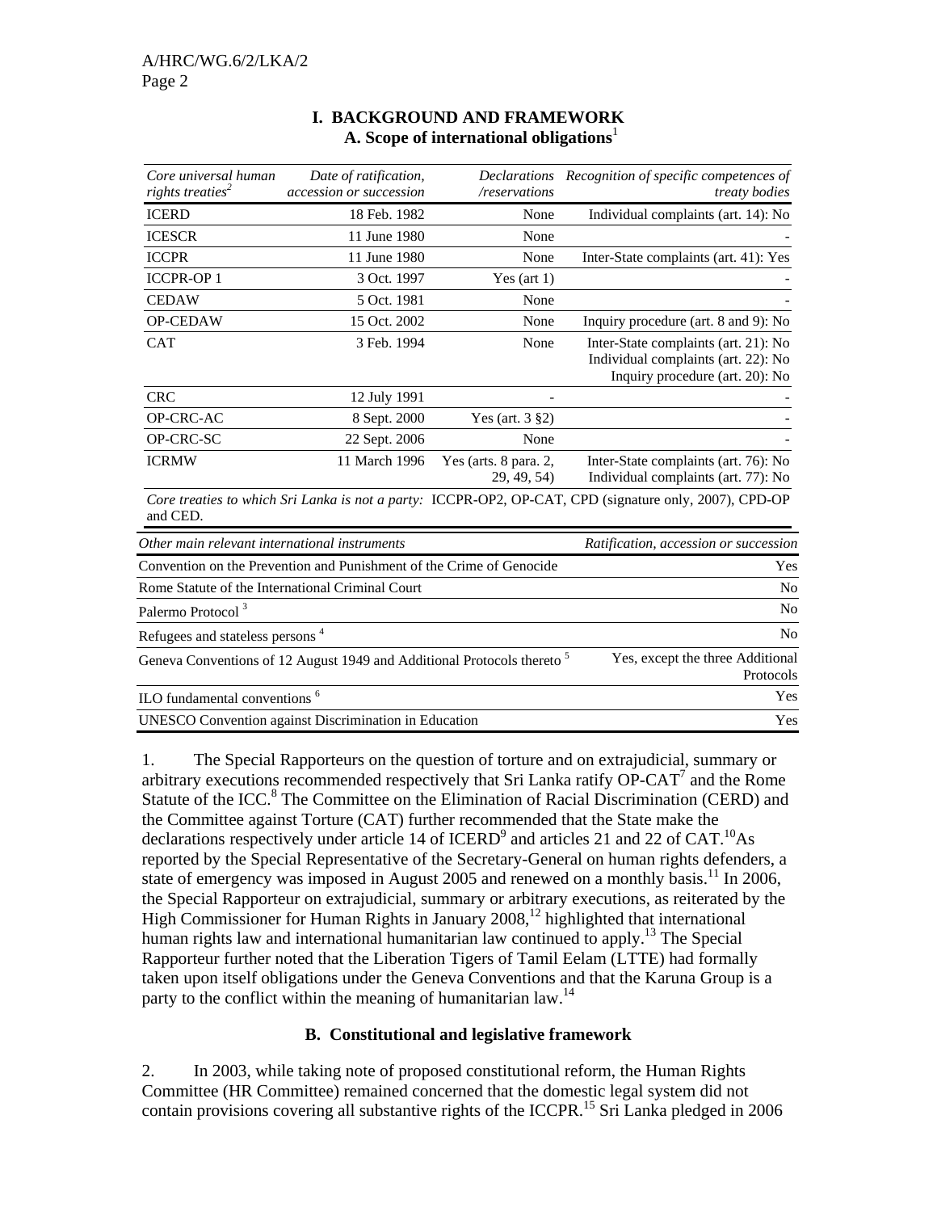## I. BACKGROUND AND FRAMEWORK

### A. Scope of international obligations[1]

| *Core universal human rights treaties*[2] | *Date of ratification, accession or succession* | *Declarations /reservations* | *Recognition of specific competences of treaty bodies* |
|---|---|---|---|
| ICERD | 18 Feb. 1982 | None | Individual complaints (art. 14): No |
| ICESCR | 11 June 1980 | None | - |
| ICCPR | 11 June 1980 | None | Inter-State complaints (art. 41): Yes |
| ICCPR-OP 1 | 3 Oct. 1997 | Yes (art 1) | - |
| CEDAW | 5 Oct. 1981 | None | - |
| OP-CEDAW | 15 Oct. 2002 | None | Inquiry procedure (art. 8 and 9): No |
| CAT | 3 Feb. 1994 | None | Inter-State complaints (art. 21): No<br>Individual complaints (art. 22): No<br>Inquiry procedure (art. 20): No |
| CRC | 12 July 1991 | - | - |
| OP-CRC-AC | 8 Sept. 2000 | Yes (art. 3 §2) | - |
| OP-CRC-SC | 22 Sept. 2006 | None | - |
| ICRMW | 11 March 1996 | Yes (arts. 8 para. 2, 29, 49, 54) | Inter-State complaints (art. 76): No<br>Individual complaints (art. 77): No |

*Core treaties to which Sri Lanka is not a party:* ICCPR-OP2, OP-CAT, CPD (signature only, 2007), CPD-OP and CED.

| *Other main relevant international instruments* | *Ratification, accession or succession* |
|---|---|
| Convention on the Prevention and Punishment of the Crime of Genocide | Yes |
| Rome Statute of the International Criminal Court | No |
| Palermo Protocol [3] | No |
| Refugees and stateless persons [4] | No |
| Geneva Conventions of 12 August 1949 and Additional Protocols thereto [5] | Yes, except the three Additional Protocols |
| ILO fundamental conventions [6] | Yes |
| UNESCO Convention against Discrimination in Education | Yes |

1. The Special Rapporteurs on the question of torture and on extrajudicial, summary or arbitrary executions recommended respectively that Sri Lanka ratify OP-CAT[7] and the Rome Statute of the ICC.[8] The Committee on the Elimination of Racial Discrimination (CERD) and the Committee against Torture (CAT) further recommended that the State make the declarations respectively under article 14 of ICERD[9] and articles 21 and 22 of CAT.[10]As reported by the Special Representative of the Secretary-General on human rights defenders, a state of emergency was imposed in August 2005 and renewed on a monthly basis.[11] In 2006, the Special Rapporteur on extrajudicial, summary or arbitrary executions, as reiterated by the High Commissioner for Human Rights in January 2008,[12] highlighted that international human rights law and international humanitarian law continued to apply.[13] The Special Rapporteur further noted that the Liberation Tigers of Tamil Eelam (LTTE) had formally taken upon itself obligations under the Geneva Conventions and that the Karuna Group is a party to the conflict within the meaning of humanitarian law.[14]

### B. Constitutional and legislative framework

2. In 2003, while taking note of proposed constitutional reform, the Human Rights Committee (HR Committee) remained concerned that the domestic legal system did not contain provisions covering all substantive rights of the ICCPR.[15] Sri Lanka pledged in 2006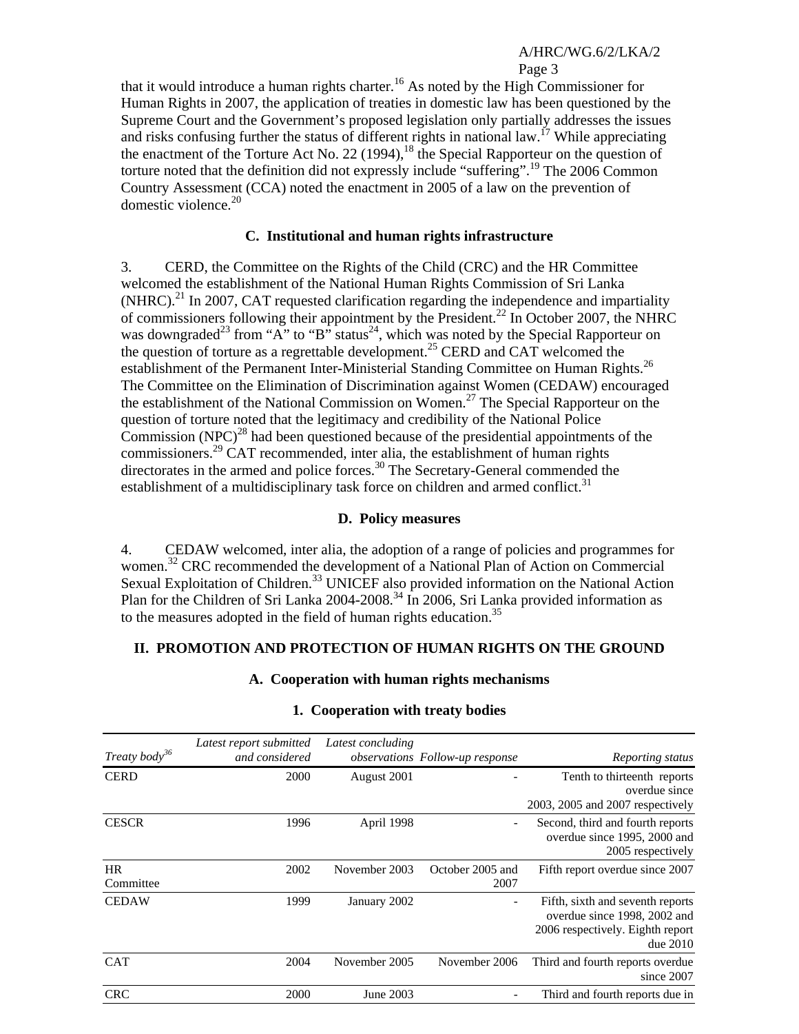that it would introduce a human rights charter.[16] As noted by the High Commissioner for Human Rights in 2007, the application of treaties in domestic law has been questioned by the Supreme Court and the Government's proposed legislation only partially addresses the issues and risks confusing further the status of different rights in national law.[17] While appreciating the enactment of the Torture Act No. 22 (1994),[18] the Special Rapporteur on the question of torture noted that the definition did not expressly include "suffering".[19] The 2006 Common Country Assessment (CCA) noted the enactment in 2005 of a law on the prevention of domestic violence.[20]

### C. Institutional and human rights infrastructure

3. CERD, the Committee on the Rights of the Child (CRC) and the HR Committee welcomed the establishment of the National Human Rights Commission of Sri Lanka (NHRC).[21] In 2007, CAT requested clarification regarding the independence and impartiality of commissioners following their appointment by the President.[22] In October 2007, the NHRC was downgraded[23] from "A" to "B" status[24], which was noted by the Special Rapporteur on the question of torture as a regrettable development.[25] CERD and CAT welcomed the establishment of the Permanent Inter-Ministerial Standing Committee on Human Rights.[26] The Committee on the Elimination of Discrimination against Women (CEDAW) encouraged the establishment of the National Commission on Women.[27] The Special Rapporteur on the question of torture noted that the legitimacy and credibility of the National Police Commission (NPC)[28] had been questioned because of the presidential appointments of the commissioners.[29] CAT recommended, inter alia, the establishment of human rights directorates in the armed and police forces.[30] The Secretary-General commended the establishment of a multidisciplinary task force on children and armed conflict.[31]

### D. Policy measures

4. CEDAW welcomed, inter alia, the adoption of a range of policies and programmes for women.[32] CRC recommended the development of a National Plan of Action on Commercial Sexual Exploitation of Children.[33] UNICEF also provided information on the National Action Plan for the Children of Sri Lanka 2004-2008.[34] In 2006, Sri Lanka provided information as to the measures adopted in the field of human rights education.[35]

## II. PROMOTION AND PROTECTION OF HUMAN RIGHTS ON THE GROUND

### A. Cooperation with human rights mechanisms

#### 1. Cooperation with treaty bodies

| *Treaty body*[36] | *Latest report submitted and considered* | *Latest concluding observations* | *Follow-up response* | *Reporting status* |
|---|---|---|---|---|
| CERD | 2000 | August 2001 | - | Tenth to thirteenth reports overdue since 2003, 2005 and 2007 respectively |
| CESCR | 1996 | April 1998 | - | Second, third and fourth reports overdue since 1995, 2000 and 2005 respectively |
| HR Committee | 2002 | November 2003 | October 2005 and 2007 | Fifth report overdue since 2007 |
| CEDAW | 1999 | January 2002 | - | Fifth, sixth and seventh reports overdue since 1998, 2002 and 2006 respectively. Eighth report due 2010 |
| CAT | 2004 | November 2005 | November 2006 | Third and fourth reports overdue since 2007 |
| CRC | 2000 | June 2003 | - | Third and fourth reports due in |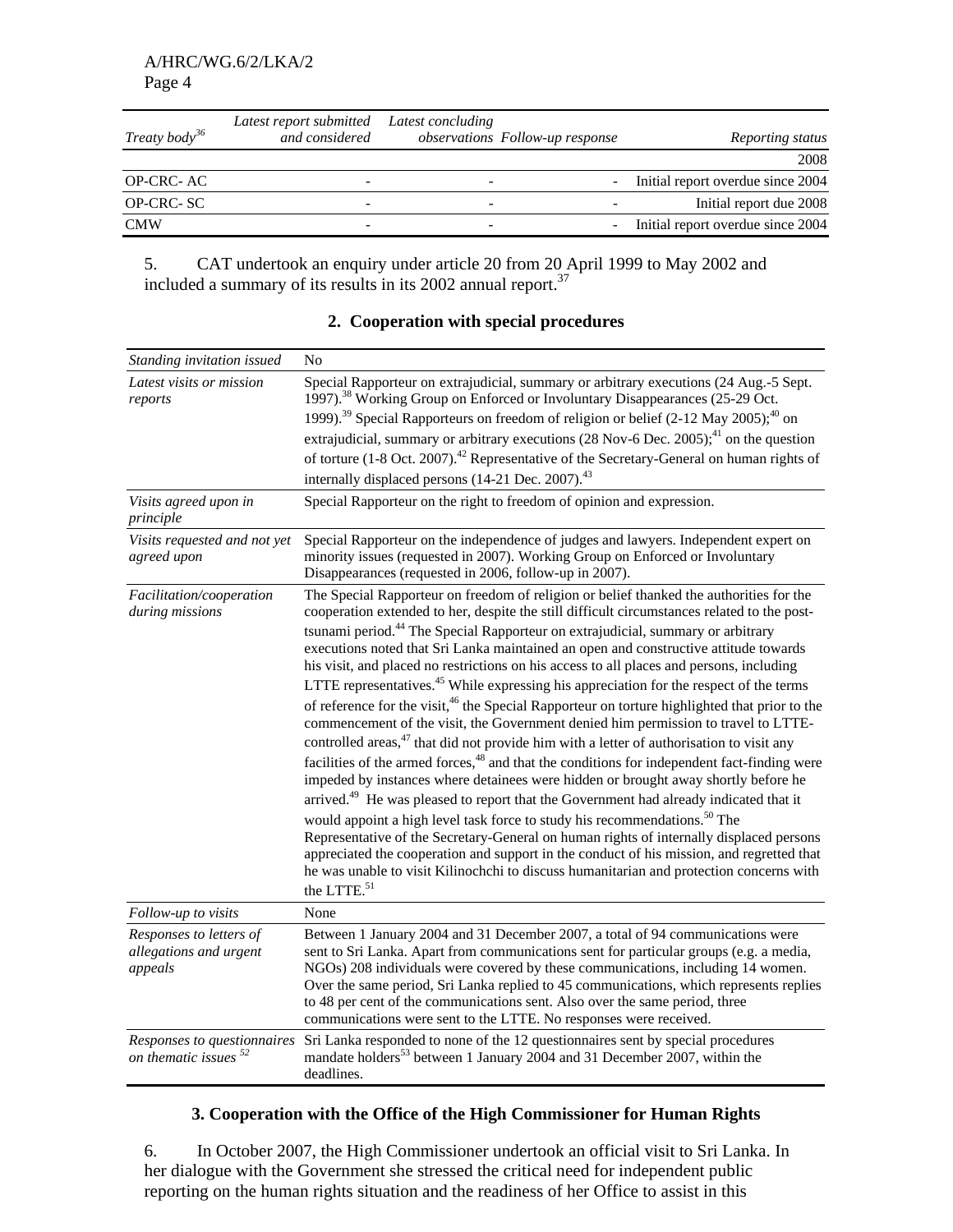| Treaty body[36] | Latest report submitted and considered | Latest concluding observations | Follow-up response | Reporting status |
|---|---|---|---|---|
| | | | | 2008 |
| OP-CRC- AC | - | - | - | Initial report overdue since 2004 |
| OP-CRC- SC | - | - | - | Initial report due 2008 |
| CMW | - | - | - | Initial report overdue since 2004 |

5. CAT undertook an enquiry under article 20 from 20 April 1999 to May 2002 and included a summary of its results in its 2002 annual report.[37]

### 2. Cooperation with special procedures

| | |
|---|---|
| *Standing invitation issued* | No |
| *Latest visits or mission reports* | Special Rapporteur on extrajudicial, summary or arbitrary executions (24 Aug.-5 Sept. 1997).[38] Working Group on Enforced or Involuntary Disappearances (25-29 Oct. 1999).[39] Special Rapporteurs on freedom of religion or belief (2-12 May 2005);[40] on extrajudicial, summary or arbitrary executions (28 Nov-6 Dec. 2005);[41] on the question of torture (1-8 Oct. 2007).[42] Representative of the Secretary-General on human rights of internally displaced persons (14-21 Dec. 2007).[43] |
| *Visits agreed upon in principle* | Special Rapporteur on the right to freedom of opinion and expression. |
| *Visits requested and not yet agreed upon* | Special Rapporteur on the independence of judges and lawyers. Independent expert on minority issues (requested in 2007). Working Group on Enforced or Involuntary Disappearances (requested in 2006, follow-up in 2007). |
| *Facilitation/cooperation during missions* | The Special Rapporteur on freedom of religion or belief thanked the authorities for the cooperation extended to her, despite the still difficult circumstances related to the post-tsunami period.[44] The Special Rapporteur on extrajudicial, summary or arbitrary executions noted that Sri Lanka maintained an open and constructive attitude towards his visit, and placed no restrictions on his access to all places and persons, including LTTE representatives.[45] While expressing his appreciation for the respect of the terms of reference for the visit,[46] the Special Rapporteur on torture highlighted that prior to the commencement of the visit, the Government denied him permission to travel to LTTE-controlled areas,[47] that did not provide him with a letter of authorisation to visit any facilities of the armed forces,[48] and that the conditions for independent fact-finding were impeded by instances where detainees were hidden or brought away shortly before he arrived.[49] He was pleased to report that the Government had already indicated that it would appoint a high level task force to study his recommendations.[50] The Representative of the Secretary-General on human rights of internally displaced persons appreciated the cooperation and support in the conduct of his mission, and regretted that he was unable to visit Kilinochchi to discuss humanitarian and protection concerns with the LTTE.[51] |
| *Follow-up to visits* | None |
| *Responses to letters of allegations and urgent appeals* | Between 1 January 2004 and 31 December 2007, a total of 94 communications were sent to Sri Lanka. Apart from communications sent for particular groups (e.g. a media, NGOs) 208 individuals were covered by these communications, including 14 women. Over the same period, Sri Lanka replied to 45 communications, which represents replies to 48 per cent of the communications sent. Also over the same period, three communications were sent to the LTTE. No responses were received. |
| *Responses to questionnaires on thematic issues* [52] | Sri Lanka responded to none of the 12 questionnaires sent by special procedures mandate holders[53] between 1 January 2004 and 31 December 2007, within the deadlines. |

### 3. Cooperation with the Office of the High Commissioner for Human Rights

6. In October 2007, the High Commissioner undertook an official visit to Sri Lanka. In her dialogue with the Government she stressed the critical need for independent public reporting on the human rights situation and the readiness of her Office to assist in this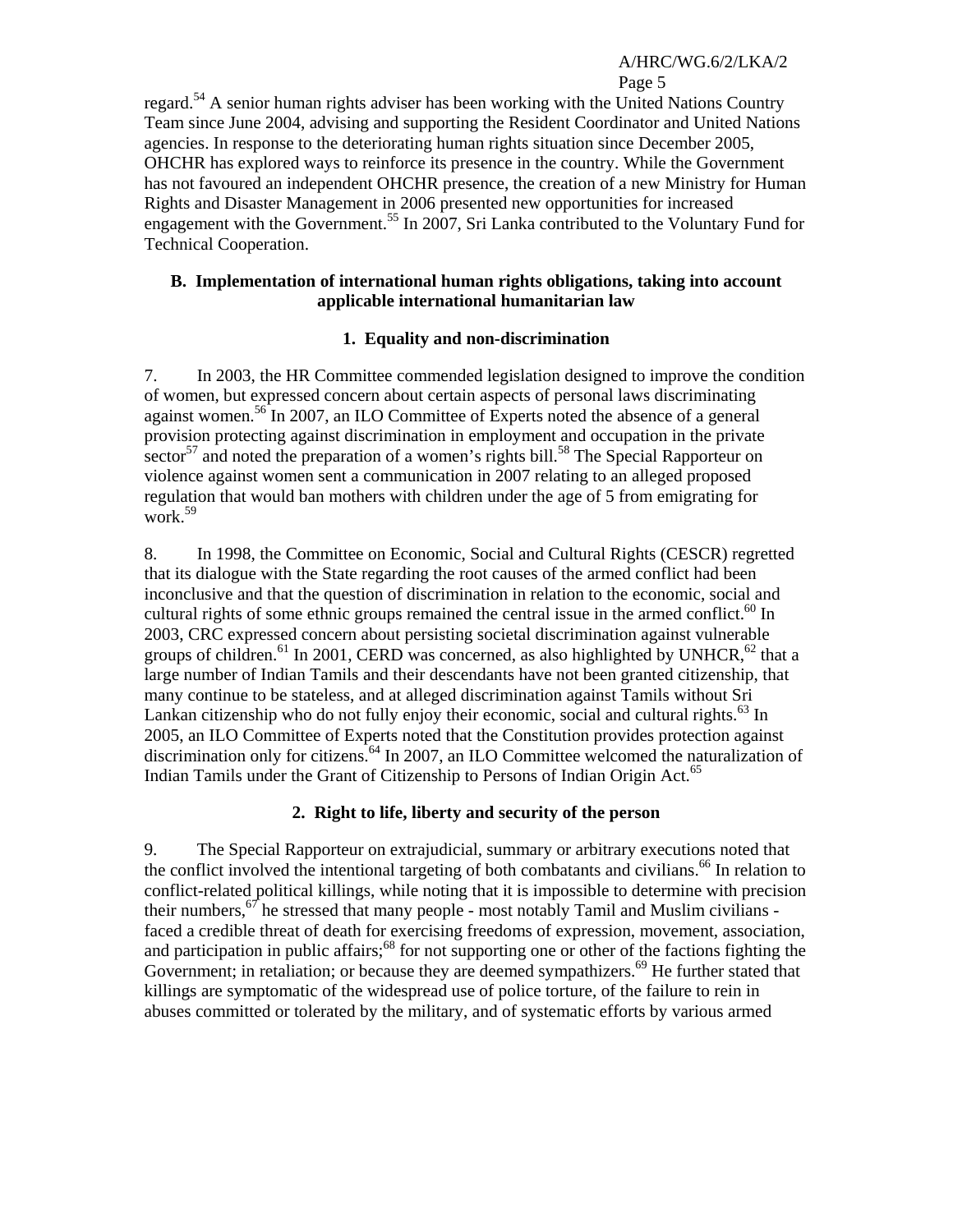regard.[54] A senior human rights adviser has been working with the United Nations Country Team since June 2004, advising and supporting the Resident Coordinator and United Nations agencies. In response to the deteriorating human rights situation since December 2005, OHCHR has explored ways to reinforce its presence in the country. While the Government has not favoured an independent OHCHR presence, the creation of a new Ministry for Human Rights and Disaster Management in 2006 presented new opportunities for increased engagement with the Government.[55] In 2007, Sri Lanka contributed to the Voluntary Fund for Technical Cooperation.

## B. Implementation of international human rights obligations, taking into account applicable international humanitarian law

### 1. Equality and non-discrimination

7. In 2003, the HR Committee commended legislation designed to improve the condition of women, but expressed concern about certain aspects of personal laws discriminating against women.[56] In 2007, an ILO Committee of Experts noted the absence of a general provision protecting against discrimination in employment and occupation in the private sector[57] and noted the preparation of a women's rights bill.[58] The Special Rapporteur on violence against women sent a communication in 2007 relating to an alleged proposed regulation that would ban mothers with children under the age of 5 from emigrating for work.[59]

8. In 1998, the Committee on Economic, Social and Cultural Rights (CESCR) regretted that its dialogue with the State regarding the root causes of the armed conflict had been inconclusive and that the question of discrimination in relation to the economic, social and cultural rights of some ethnic groups remained the central issue in the armed conflict.[60] In 2003, CRC expressed concern about persisting societal discrimination against vulnerable groups of children.[61] In 2001, CERD was concerned, as also highlighted by UNHCR,[62] that a large number of Indian Tamils and their descendants have not been granted citizenship, that many continue to be stateless, and at alleged discrimination against Tamils without Sri Lankan citizenship who do not fully enjoy their economic, social and cultural rights.[63] In 2005, an ILO Committee of Experts noted that the Constitution provides protection against discrimination only for citizens.[64] In 2007, an ILO Committee welcomed the naturalization of Indian Tamils under the Grant of Citizenship to Persons of Indian Origin Act.[65]

### 2. Right to life, liberty and security of the person

9. The Special Rapporteur on extrajudicial, summary or arbitrary executions noted that the conflict involved the intentional targeting of both combatants and civilians.[66] In relation to conflict-related political killings, while noting that it is impossible to determine with precision their numbers,[67] he stressed that many people - most notably Tamil and Muslim civilians - faced a credible threat of death for exercising freedoms of expression, movement, association, and participation in public affairs;[68] for not supporting one or other of the factions fighting the Government; in retaliation; or because they are deemed sympathizers.[69] He further stated that killings are symptomatic of the widespread use of police torture, of the failure to rein in abuses committed or tolerated by the military, and of systematic efforts by various armed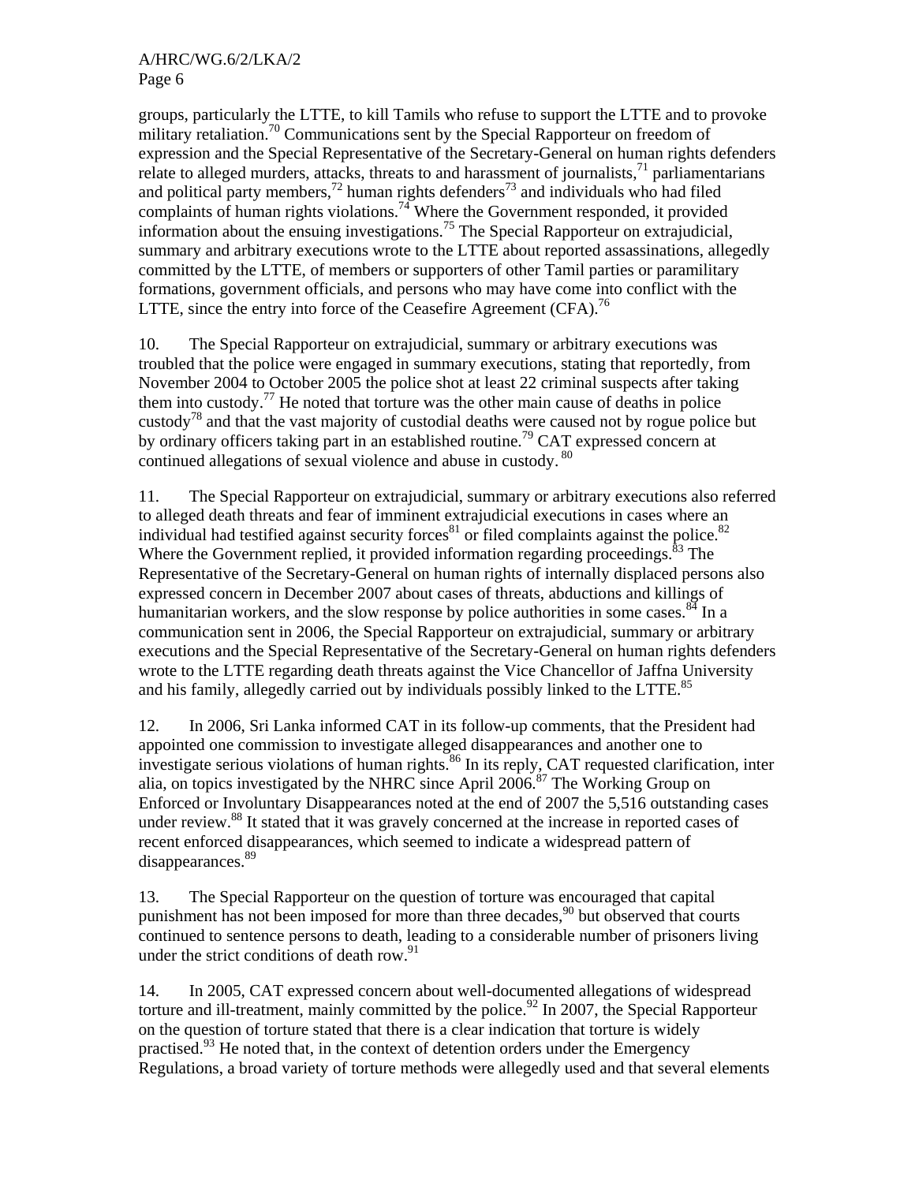groups, particularly the LTTE, to kill Tamils who refuse to support the LTTE and to provoke military retaliation.[70] Communications sent by the Special Rapporteur on freedom of expression and the Special Representative of the Secretary-General on human rights defenders relate to alleged murders, attacks, threats to and harassment of journalists,[71] parliamentarians and political party members,[72] human rights defenders[73] and individuals who had filed complaints of human rights violations.[74] Where the Government responded, it provided information about the ensuing investigations.[75] The Special Rapporteur on extrajudicial, summary and arbitrary executions wrote to the LTTE about reported assassinations, allegedly committed by the LTTE, of members or supporters of other Tamil parties or paramilitary formations, government officials, and persons who may have come into conflict with the LTTE, since the entry into force of the Ceasefire Agreement (CFA).[76]

10. The Special Rapporteur on extrajudicial, summary or arbitrary executions was troubled that the police were engaged in summary executions, stating that reportedly, from November 2004 to October 2005 the police shot at least 22 criminal suspects after taking them into custody.[77] He noted that torture was the other main cause of deaths in police custody[78] and that the vast majority of custodial deaths were caused not by rogue police but by ordinary officers taking part in an established routine.[79] CAT expressed concern at continued allegations of sexual violence and abuse in custody.[80]

11. The Special Rapporteur on extrajudicial, summary or arbitrary executions also referred to alleged death threats and fear of imminent extrajudicial executions in cases where an individual had testified against security forces[81] or filed complaints against the police.[82] Where the Government replied, it provided information regarding proceedings.[83] The Representative of the Secretary-General on human rights of internally displaced persons also expressed concern in December 2007 about cases of threats, abductions and killings of humanitarian workers, and the slow response by police authorities in some cases.[84] In a communication sent in 2006, the Special Rapporteur on extrajudicial, summary or arbitrary executions and the Special Representative of the Secretary-General on human rights defenders wrote to the LTTE regarding death threats against the Vice Chancellor of Jaffna University and his family, allegedly carried out by individuals possibly linked to the LTTE.[85]

12. In 2006, Sri Lanka informed CAT in its follow-up comments, that the President had appointed one commission to investigate alleged disappearances and another one to investigate serious violations of human rights.[86] In its reply, CAT requested clarification, inter alia, on topics investigated by the NHRC since April 2006.[87] The Working Group on Enforced or Involuntary Disappearances noted at the end of 2007 the 5,516 outstanding cases under review.[88] It stated that it was gravely concerned at the increase in reported cases of recent enforced disappearances, which seemed to indicate a widespread pattern of disappearances.[89]

13. The Special Rapporteur on the question of torture was encouraged that capital punishment has not been imposed for more than three decades,[90] but observed that courts continued to sentence persons to death, leading to a considerable number of prisoners living under the strict conditions of death row.[91]

14. In 2005, CAT expressed concern about well-documented allegations of widespread torture and ill-treatment, mainly committed by the police.[92] In 2007, the Special Rapporteur on the question of torture stated that there is a clear indication that torture is widely practised.[93] He noted that, in the context of detention orders under the Emergency Regulations, a broad variety of torture methods were allegedly used and that several elements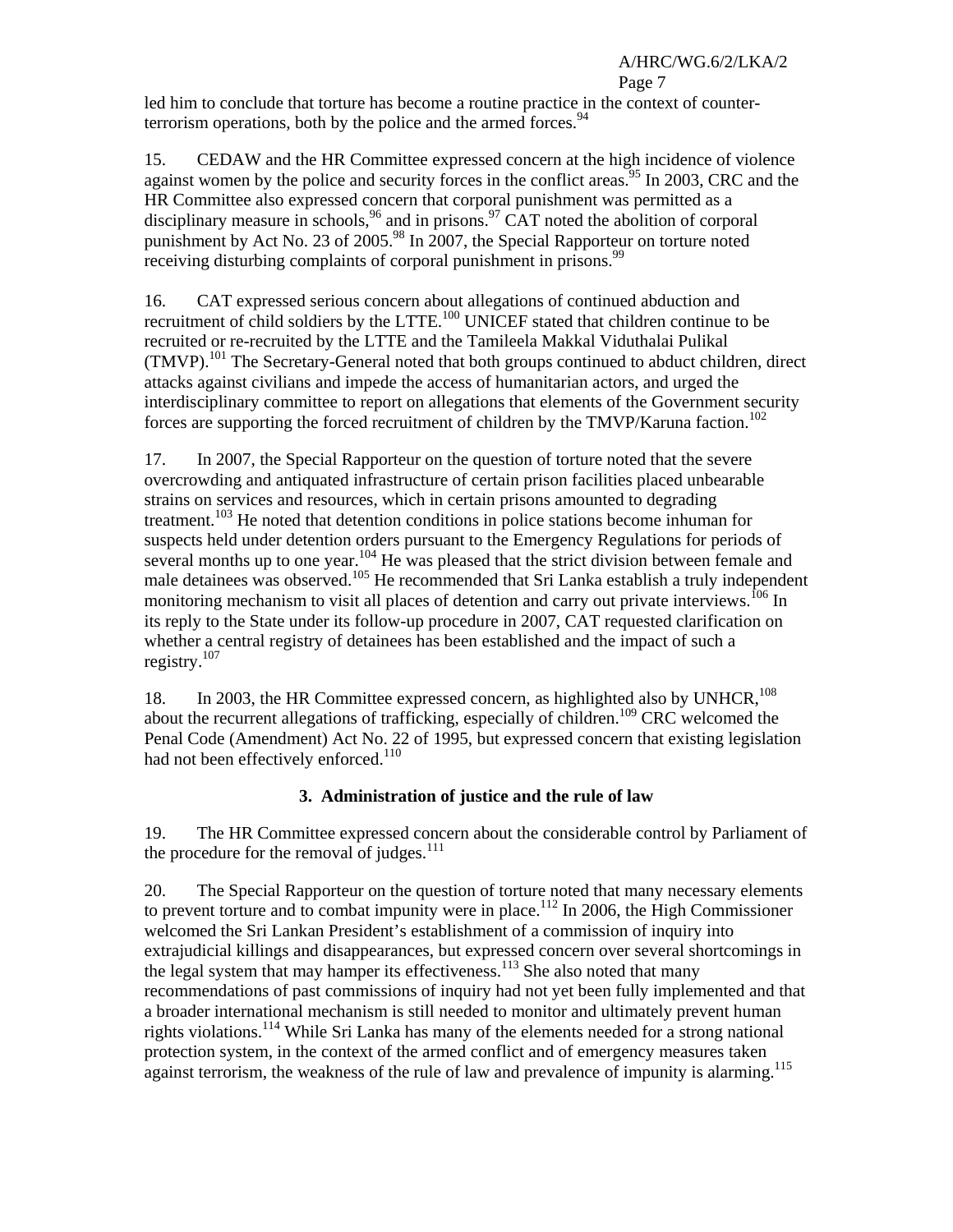led him to conclude that torture has become a routine practice in the context of counter-terrorism operations, both by the police and the armed forces.[94]

15. CEDAW and the HR Committee expressed concern at the high incidence of violence against women by the police and security forces in the conflict areas.[95] In 2003, CRC and the HR Committee also expressed concern that corporal punishment was permitted as a disciplinary measure in schools,[96] and in prisons.[97] CAT noted the abolition of corporal punishment by Act No. 23 of 2005.[98] In 2007, the Special Rapporteur on torture noted receiving disturbing complaints of corporal punishment in prisons.[99]

16. CAT expressed serious concern about allegations of continued abduction and recruitment of child soldiers by the LTTE.[100] UNICEF stated that children continue to be recruited or re-recruited by the LTTE and the Tamileela Makkal Viduthalai Pulikal (TMVP).[101] The Secretary-General noted that both groups continued to abduct children, direct attacks against civilians and impede the access of humanitarian actors, and urged the interdisciplinary committee to report on allegations that elements of the Government security forces are supporting the forced recruitment of children by the TMVP/Karuna faction.[102]

17. In 2007, the Special Rapporteur on the question of torture noted that the severe overcrowding and antiquated infrastructure of certain prison facilities placed unbearable strains on services and resources, which in certain prisons amounted to degrading treatment.[103] He noted that detention conditions in police stations become inhuman for suspects held under detention orders pursuant to the Emergency Regulations for periods of several months up to one year.[104] He was pleased that the strict division between female and male detainees was observed.[105] He recommended that Sri Lanka establish a truly independent monitoring mechanism to visit all places of detention and carry out private interviews.[106] In its reply to the State under its follow-up procedure in 2007, CAT requested clarification on whether a central registry of detainees has been established and the impact of such a registry.[107]

18. In 2003, the HR Committee expressed concern, as highlighted also by UNHCR,[108] about the recurrent allegations of trafficking, especially of children.[109] CRC welcomed the Penal Code (Amendment) Act No. 22 of 1995, but expressed concern that existing legislation had not been effectively enforced.[110]

### 3. Administration of justice and the rule of law

19. The HR Committee expressed concern about the considerable control by Parliament of the procedure for the removal of judges.[111]

20. The Special Rapporteur on the question of torture noted that many necessary elements to prevent torture and to combat impunity were in place.[112] In 2006, the High Commissioner welcomed the Sri Lankan President's establishment of a commission of inquiry into extrajudicial killings and disappearances, but expressed concern over several shortcomings in the legal system that may hamper its effectiveness.[113] She also noted that many recommendations of past commissions of inquiry had not yet been fully implemented and that a broader international mechanism is still needed to monitor and ultimately prevent human rights violations.[114] While Sri Lanka has many of the elements needed for a strong national protection system, in the context of the armed conflict and of emergency measures taken against terrorism, the weakness of the rule of law and prevalence of impunity is alarming.[115]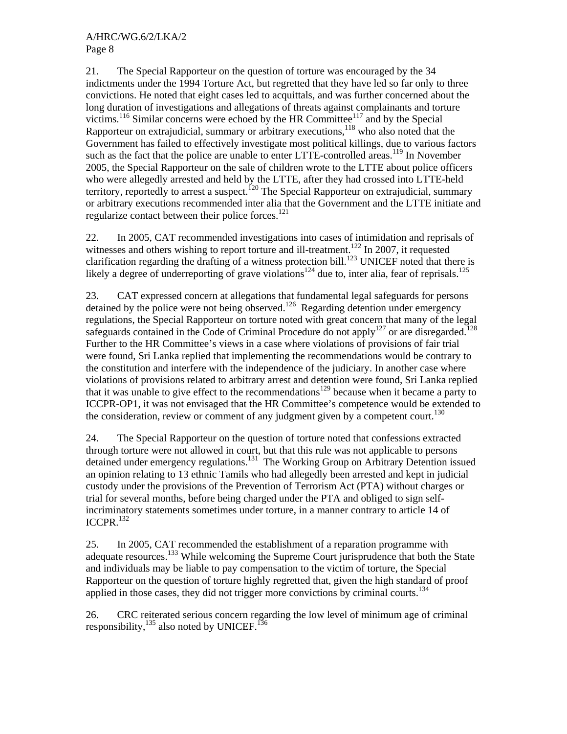21. The Special Rapporteur on the question of torture was encouraged by the 34 indictments under the 1994 Torture Act, but regretted that they have led so far only to three convictions. He noted that eight cases led to acquittals, and was further concerned about the long duration of investigations and allegations of threats against complainants and torture victims.[116] Similar concerns were echoed by the HR Committee[117] and by the Special Rapporteur on extrajudicial, summary or arbitrary executions,[118] who also noted that the Government has failed to effectively investigate most political killings, due to various factors such as the fact that the police are unable to enter LTTE-controlled areas.[119] In November 2005, the Special Rapporteur on the sale of children wrote to the LTTE about police officers who were allegedly arrested and held by the LTTE, after they had crossed into LTTE-held territory, reportedly to arrest a suspect.[120] The Special Rapporteur on extrajudicial, summary or arbitrary executions recommended inter alia that the Government and the LTTE initiate and regularize contact between their police forces.[121]

22. In 2005, CAT recommended investigations into cases of intimidation and reprisals of witnesses and others wishing to report torture and ill-treatment.[122] In 2007, it requested clarification regarding the drafting of a witness protection bill.[123] UNICEF noted that there is likely a degree of underreporting of grave violations[124] due to, inter alia, fear of reprisals.[125]

23. CAT expressed concern at allegations that fundamental legal safeguards for persons detained by the police were not being observed.[126] Regarding detention under emergency regulations, the Special Rapporteur on torture noted with great concern that many of the legal safeguards contained in the Code of Criminal Procedure do not apply[127] or are disregarded.[128] Further to the HR Committee's views in a case where violations of provisions of fair trial were found, Sri Lanka replied that implementing the recommendations would be contrary to the constitution and interfere with the independence of the judiciary. In another case where violations of provisions related to arbitrary arrest and detention were found, Sri Lanka replied that it was unable to give effect to the recommendations[129] because when it became a party to ICCPR-OP1, it was not envisaged that the HR Committee's competence would be extended to the consideration, review or comment of any judgment given by a competent court.[130]

24. The Special Rapporteur on the question of torture noted that confessions extracted through torture were not allowed in court, but that this rule was not applicable to persons detained under emergency regulations.[131] The Working Group on Arbitrary Detention issued an opinion relating to 13 ethnic Tamils who had allegedly been arrested and kept in judicial custody under the provisions of the Prevention of Terrorism Act (PTA) without charges or trial for several months, before being charged under the PTA and obliged to sign self-incriminatory statements sometimes under torture, in a manner contrary to article 14 of ICCPR.[132]

25. In 2005, CAT recommended the establishment of a reparation programme with adequate resources.[133] While welcoming the Supreme Court jurisprudence that both the State and individuals may be liable to pay compensation to the victim of torture, the Special Rapporteur on the question of torture highly regretted that, given the high standard of proof applied in those cases, they did not trigger more convictions by criminal courts.[134]

26. CRC reiterated serious concern regarding the low level of minimum age of criminal responsibility,[135] also noted by UNICEF.[136]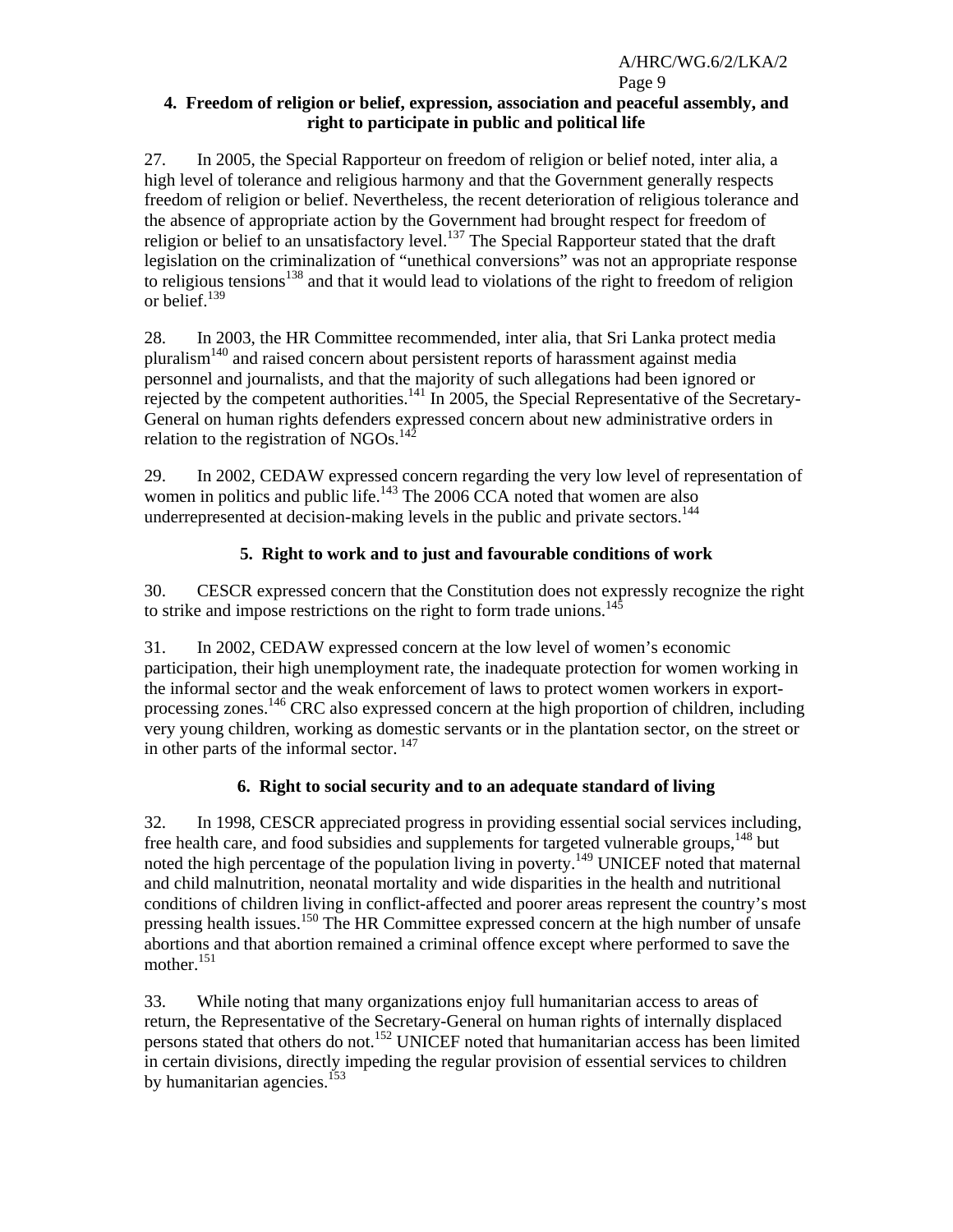### 4. Freedom of religion or belief, expression, association and peaceful assembly, and right to participate in public and political life

27. In 2005, the Special Rapporteur on freedom of religion or belief noted, inter alia, a high level of tolerance and religious harmony and that the Government generally respects freedom of religion or belief. Nevertheless, the recent deterioration of religious tolerance and the absence of appropriate action by the Government had brought respect for freedom of religion or belief to an unsatisfactory level.[137] The Special Rapporteur stated that the draft legislation on the criminalization of "unethical conversions" was not an appropriate response to religious tensions[138] and that it would lead to violations of the right to freedom of religion or belief.[139]

28. In 2003, the HR Committee recommended, inter alia, that Sri Lanka protect media pluralism[140] and raised concern about persistent reports of harassment against media personnel and journalists, and that the majority of such allegations had been ignored or rejected by the competent authorities.[141] In 2005, the Special Representative of the Secretary-General on human rights defenders expressed concern about new administrative orders in relation to the registration of NGOs.[142]

29. In 2002, CEDAW expressed concern regarding the very low level of representation of women in politics and public life.[143] The 2006 CCA noted that women are also underrepresented at decision-making levels in the public and private sectors.[144]

### 5. Right to work and to just and favourable conditions of work

30. CESCR expressed concern that the Constitution does not expressly recognize the right to strike and impose restrictions on the right to form trade unions.[145]

31. In 2002, CEDAW expressed concern at the low level of women's economic participation, their high unemployment rate, the inadequate protection for women working in the informal sector and the weak enforcement of laws to protect women workers in export-processing zones.[146] CRC also expressed concern at the high proportion of children, including very young children, working as domestic servants or in the plantation sector, on the street or in other parts of the informal sector.[147]

### 6. Right to social security and to an adequate standard of living

32. In 1998, CESCR appreciated progress in providing essential social services including, free health care, and food subsidies and supplements for targeted vulnerable groups,[148] but noted the high percentage of the population living in poverty.[149] UNICEF noted that maternal and child malnutrition, neonatal mortality and wide disparities in the health and nutritional conditions of children living in conflict-affected and poorer areas represent the country's most pressing health issues.[150] The HR Committee expressed concern at the high number of unsafe abortions and that abortion remained a criminal offence except where performed to save the mother.[151]

33. While noting that many organizations enjoy full humanitarian access to areas of return, the Representative of the Secretary-General on human rights of internally displaced persons stated that others do not.[152] UNICEF noted that humanitarian access has been limited in certain divisions, directly impeding the regular provision of essential services to children by humanitarian agencies.[153]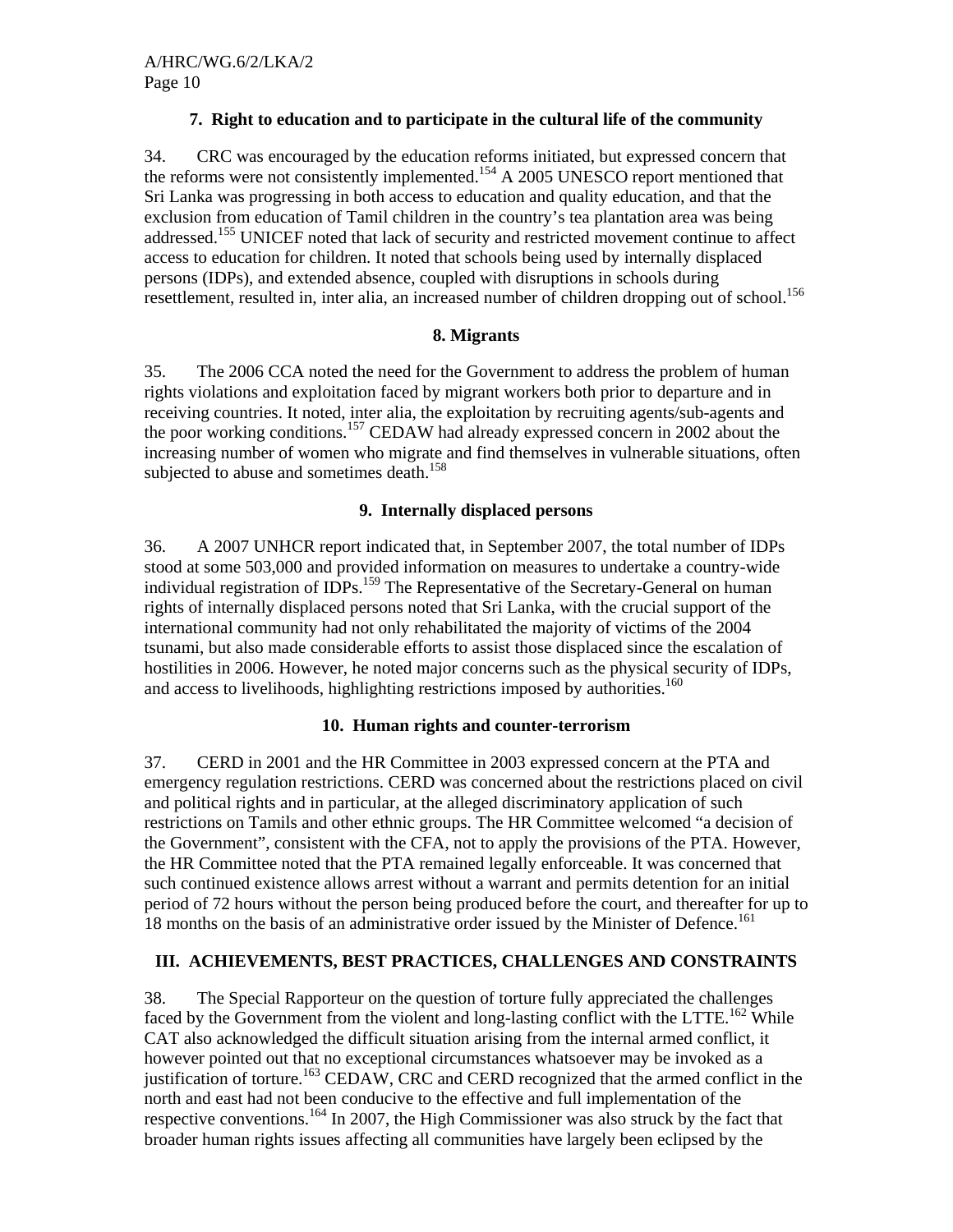### 7. Right to education and to participate in the cultural life of the community

34. CRC was encouraged by the education reforms initiated, but expressed concern that the reforms were not consistently implemented.[154] A 2005 UNESCO report mentioned that Sri Lanka was progressing in both access to education and quality education, and that the exclusion from education of Tamil children in the country's tea plantation area was being addressed.[155] UNICEF noted that lack of security and restricted movement continue to affect access to education for children. It noted that schools being used by internally displaced persons (IDPs), and extended absence, coupled with disruptions in schools during resettlement, resulted in, inter alia, an increased number of children dropping out of school.[156]

### 8. Migrants

35. The 2006 CCA noted the need for the Government to address the problem of human rights violations and exploitation faced by migrant workers both prior to departure and in receiving countries. It noted, inter alia, the exploitation by recruiting agents/sub-agents and the poor working conditions.[157] CEDAW had already expressed concern in 2002 about the increasing number of women who migrate and find themselves in vulnerable situations, often subjected to abuse and sometimes death.[158]

### 9. Internally displaced persons

36. A 2007 UNHCR report indicated that, in September 2007, the total number of IDPs stood at some 503,000 and provided information on measures to undertake a country-wide individual registration of IDPs.[159] The Representative of the Secretary-General on human rights of internally displaced persons noted that Sri Lanka, with the crucial support of the international community had not only rehabilitated the majority of victims of the 2004 tsunami, but also made considerable efforts to assist those displaced since the escalation of hostilities in 2006. However, he noted major concerns such as the physical security of IDPs, and access to livelihoods, highlighting restrictions imposed by authorities.[160]

### 10. Human rights and counter-terrorism

37. CERD in 2001 and the HR Committee in 2003 expressed concern at the PTA and emergency regulation restrictions. CERD was concerned about the restrictions placed on civil and political rights and in particular, at the alleged discriminatory application of such restrictions on Tamils and other ethnic groups. The HR Committee welcomed "a decision of the Government", consistent with the CFA, not to apply the provisions of the PTA. However, the HR Committee noted that the PTA remained legally enforceable. It was concerned that such continued existence allows arrest without a warrant and permits detention for an initial period of 72 hours without the person being produced before the court, and thereafter for up to 18 months on the basis of an administrative order issued by the Minister of Defence.[161]

## III. ACHIEVEMENTS, BEST PRACTICES, CHALLENGES AND CONSTRAINTS

38. The Special Rapporteur on the question of torture fully appreciated the challenges faced by the Government from the violent and long-lasting conflict with the LTTE.[162] While CAT also acknowledged the difficult situation arising from the internal armed conflict, it however pointed out that no exceptional circumstances whatsoever may be invoked as a justification of torture.[163] CEDAW, CRC and CERD recognized that the armed conflict in the north and east had not been conducive to the effective and full implementation of the respective conventions.[164] In 2007, the High Commissioner was also struck by the fact that broader human rights issues affecting all communities have largely been eclipsed by the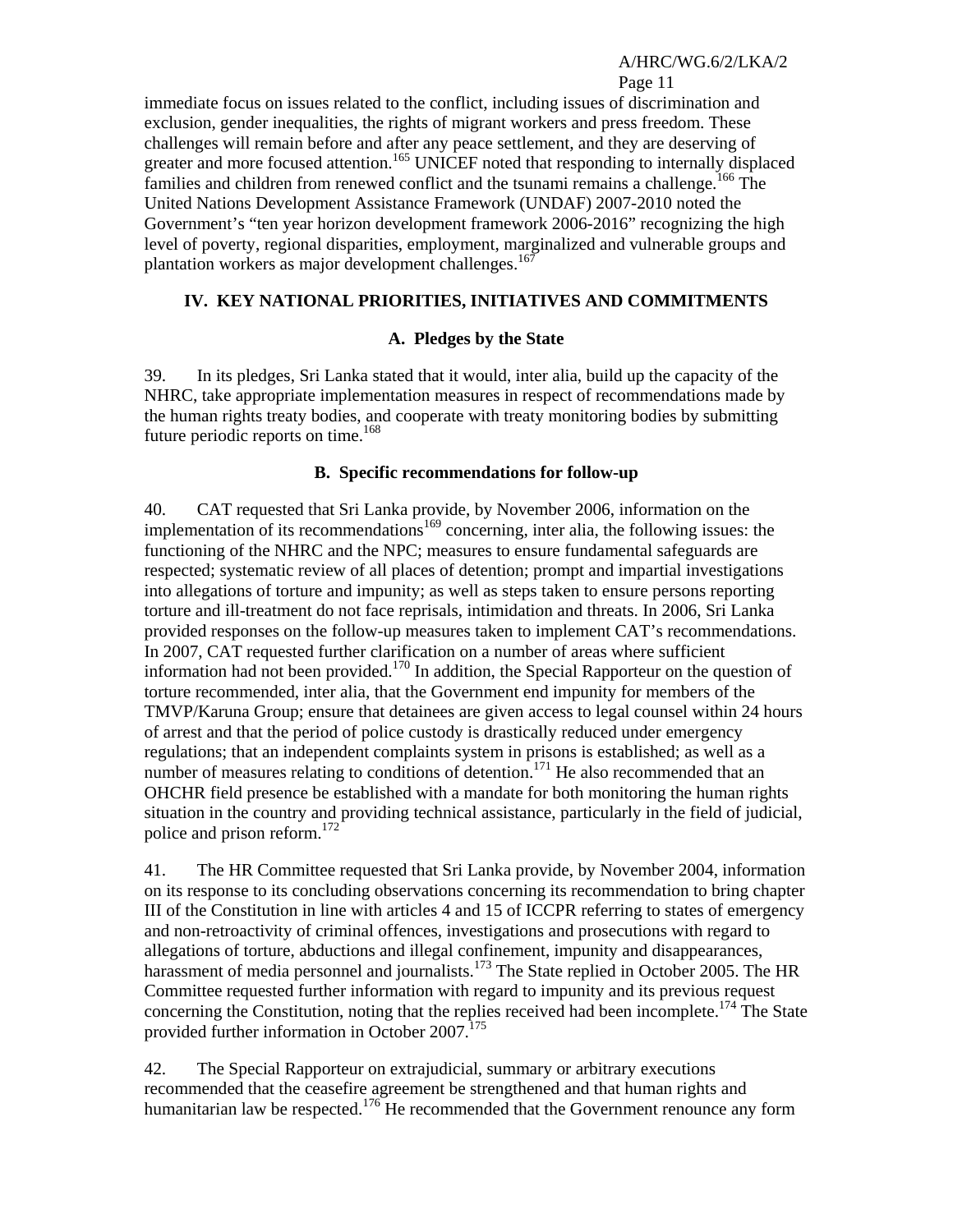immediate focus on issues related to the conflict, including issues of discrimination and exclusion, gender inequalities, the rights of migrant workers and press freedom. These challenges will remain before and after any peace settlement, and they are deserving of greater and more focused attention.[165] UNICEF noted that responding to internally displaced families and children from renewed conflict and the tsunami remains a challenge.[166] The United Nations Development Assistance Framework (UNDAF) 2007-2010 noted the Government's "ten year horizon development framework 2006-2016" recognizing the high level of poverty, regional disparities, employment, marginalized and vulnerable groups and plantation workers as major development challenges.[167]

## IV. KEY NATIONAL PRIORITIES, INITIATIVES AND COMMITMENTS

### A. Pledges by the State

39. In its pledges, Sri Lanka stated that it would, inter alia, build up the capacity of the NHRC, take appropriate implementation measures in respect of recommendations made by the human rights treaty bodies, and cooperate with treaty monitoring bodies by submitting future periodic reports on time.[168]

### B. Specific recommendations for follow-up

40. CAT requested that Sri Lanka provide, by November 2006, information on the implementation of its recommendations[169] concerning, inter alia, the following issues: the functioning of the NHRC and the NPC; measures to ensure fundamental safeguards are respected; systematic review of all places of detention; prompt and impartial investigations into allegations of torture and impunity; as well as steps taken to ensure persons reporting torture and ill-treatment do not face reprisals, intimidation and threats. In 2006, Sri Lanka provided responses on the follow-up measures taken to implement CAT's recommendations. In 2007, CAT requested further clarification on a number of areas where sufficient information had not been provided.[170] In addition, the Special Rapporteur on the question of torture recommended, inter alia, that the Government end impunity for members of the TMVP/Karuna Group; ensure that detainees are given access to legal counsel within 24 hours of arrest and that the period of police custody is drastically reduced under emergency regulations; that an independent complaints system in prisons is established; as well as a number of measures relating to conditions of detention.[171] He also recommended that an OHCHR field presence be established with a mandate for both monitoring the human rights situation in the country and providing technical assistance, particularly in the field of judicial, police and prison reform.[172]

41. The HR Committee requested that Sri Lanka provide, by November 2004, information on its response to its concluding observations concerning its recommendation to bring chapter III of the Constitution in line with articles 4 and 15 of ICCPR referring to states of emergency and non-retroactivity of criminal offences, investigations and prosecutions with regard to allegations of torture, abductions and illegal confinement, impunity and disappearances, harassment of media personnel and journalists.[173] The State replied in October 2005. The HR Committee requested further information with regard to impunity and its previous request concerning the Constitution, noting that the replies received had been incomplete.[174] The State provided further information in October 2007.[175]

42. The Special Rapporteur on extrajudicial, summary or arbitrary executions recommended that the ceasefire agreement be strengthened and that human rights and humanitarian law be respected.[176] He recommended that the Government renounce any form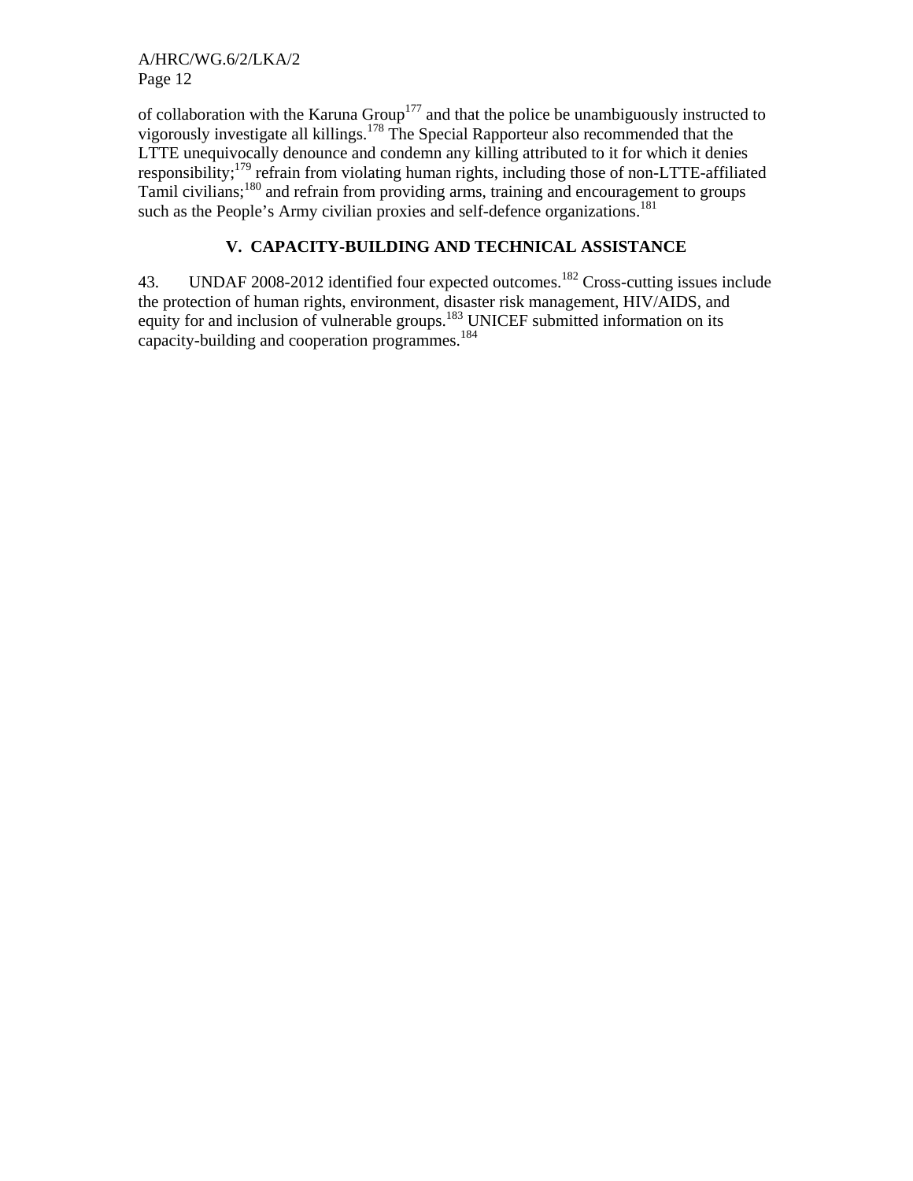of collaboration with the Karuna Group[177] and that the police be unambiguously instructed to vigorously investigate all killings.[178] The Special Rapporteur also recommended that the LTTE unequivocally denounce and condemn any killing attributed to it for which it denies responsibility;[179] refrain from violating human rights, including those of non-LTTE-affiliated Tamil civilians;[180] and refrain from providing arms, training and encouragement to groups such as the People's Army civilian proxies and self-defence organizations.[181]

## V. CAPACITY-BUILDING AND TECHNICAL ASSISTANCE

43. UNDAF 2008-2012 identified four expected outcomes.[182] Cross-cutting issues include the protection of human rights, environment, disaster risk management, HIV/AIDS, and equity for and inclusion of vulnerable groups.[183] UNICEF submitted information on its capacity-building and cooperation programmes.[184]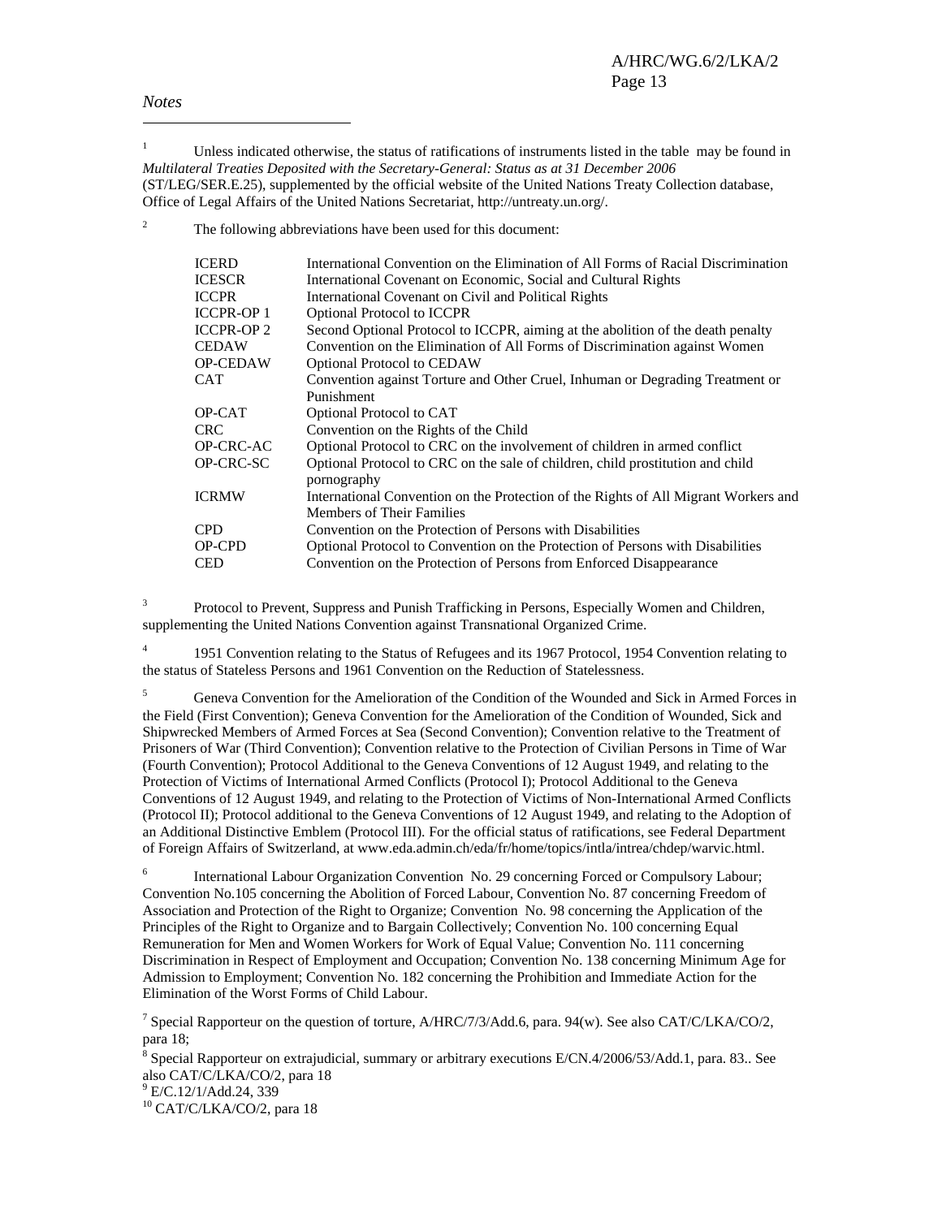*Notes*

[1] Unless indicated otherwise, the status of ratifications of instruments listed in the table may be found in *Multilateral Treaties Deposited with the Secretary-General: Status as at 31 December 2006* (ST/LEG/SER.E.25), supplemented by the official website of the United Nations Treaty Collection database, Office of Legal Affairs of the United Nations Secretariat, http://untreaty.un.org/.

[2] The following abbreviations have been used for this document:

| | |
|---|---|
| ICERD | International Convention on the Elimination of All Forms of Racial Discrimination |
| ICESCR | International Covenant on Economic, Social and Cultural Rights |
| ICCPR | International Covenant on Civil and Political Rights |
| ICCPR-OP 1 | Optional Protocol to ICCPR |
| ICCPR-OP 2 | Second Optional Protocol to ICCPR, aiming at the abolition of the death penalty |
| CEDAW | Convention on the Elimination of All Forms of Discrimination against Women |
| OP-CEDAW | Optional Protocol to CEDAW |
| CAT | Convention against Torture and Other Cruel, Inhuman or Degrading Treatment or Punishment |
| OP-CAT | Optional Protocol to CAT |
| CRC | Convention on the Rights of the Child |
| OP-CRC-AC | Optional Protocol to CRC on the involvement of children in armed conflict |
| OP-CRC-SC | Optional Protocol to CRC on the sale of children, child prostitution and child pornography |
| ICRMW | International Convention on the Protection of the Rights of All Migrant Workers and Members of Their Families |
| CPD | Convention on the Protection of Persons with Disabilities |
| OP-CPD | Optional Protocol to Convention on the Protection of Persons with Disabilities |
| CED | Convention on the Protection of Persons from Enforced Disappearance |

[3] Protocol to Prevent, Suppress and Punish Trafficking in Persons, Especially Women and Children, supplementing the United Nations Convention against Transnational Organized Crime.

[4] 1951 Convention relating to the Status of Refugees and its 1967 Protocol, 1954 Convention relating to the status of Stateless Persons and 1961 Convention on the Reduction of Statelessness.

[5] Geneva Convention for the Amelioration of the Condition of the Wounded and Sick in Armed Forces in the Field (First Convention); Geneva Convention for the Amelioration of the Condition of Wounded, Sick and Shipwrecked Members of Armed Forces at Sea (Second Convention); Convention relative to the Treatment of Prisoners of War (Third Convention); Convention relative to the Protection of Civilian Persons in Time of War (Fourth Convention); Protocol Additional to the Geneva Conventions of 12 August 1949, and relating to the Protection of Victims of International Armed Conflicts (Protocol I); Protocol Additional to the Geneva Conventions of 12 August 1949, and relating to the Protection of Victims of Non-International Armed Conflicts (Protocol II); Protocol additional to the Geneva Conventions of 12 August 1949, and relating to the Adoption of an Additional Distinctive Emblem (Protocol III). For the official status of ratifications, see Federal Department of Foreign Affairs of Switzerland, at www.eda.admin.ch/eda/fr/home/topics/intla/intrea/chdep/warvic.html.

[6] International Labour Organization Convention No. 29 concerning Forced or Compulsory Labour; Convention No.105 concerning the Abolition of Forced Labour, Convention No. 87 concerning Freedom of Association and Protection of the Right to Organize; Convention No. 98 concerning the Application of the Principles of the Right to Organize and to Bargain Collectively; Convention No. 100 concerning Equal Remuneration for Men and Women Workers for Work of Equal Value; Convention No. 111 concerning Discrimination in Respect of Employment and Occupation; Convention No. 138 concerning Minimum Age for Admission to Employment; Convention No. 182 concerning the Prohibition and Immediate Action for the Elimination of the Worst Forms of Child Labour.

[7] Special Rapporteur on the question of torture, A/HRC/7/3/Add.6, para. 94(w). See also CAT/C/LKA/CO/2, para 18;

[8] Special Rapporteur on extrajudicial, summary or arbitrary executions E/CN.4/2006/53/Add.1, para. 83.. See also CAT/C/LKA/CO/2, para 18

[9] E/C.12/1/Add.24, 339

[10] CAT/C/LKA/CO/2, para 18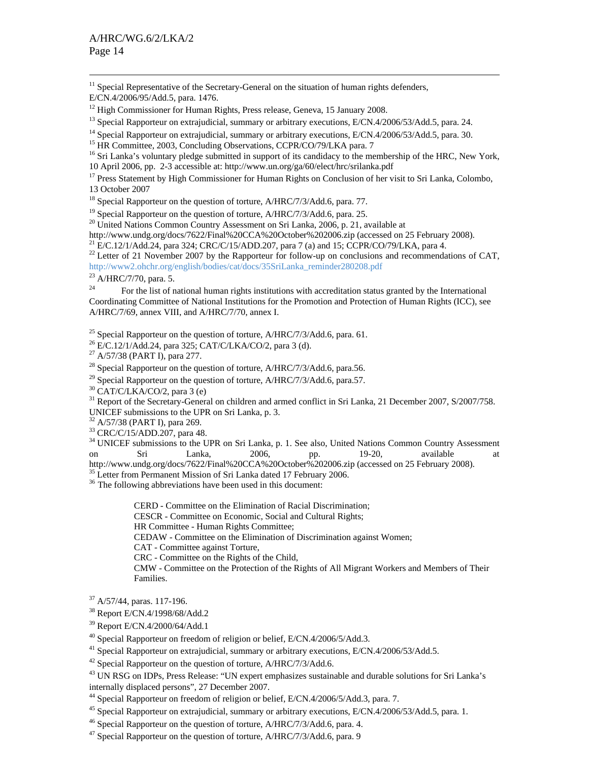[11] Special Representative of the Secretary-General on the situation of human rights defenders, E/CN.4/2006/95/Add.5, para. 1476.

[12] High Commissioner for Human Rights, Press release, Geneva, 15 January 2008.

[13] Special Rapporteur on extrajudicial, summary or arbitrary executions, E/CN.4/2006/53/Add.5, para. 24.

[14] Special Rapporteur on extrajudicial, summary or arbitrary executions, E/CN.4/2006/53/Add.5, para. 30.

[15] HR Committee, 2003, Concluding Observations, CCPR/CO/79/LKA para. 7

[16] Sri Lanka's voluntary pledge submitted in support of its candidacy to the membership of the HRC, New York, 10 April 2006, pp. 2-3 accessible at: http://www.un.org/ga/60/elect/hrc/srilanka.pdf

[17] Press Statement by High Commissioner for Human Rights on Conclusion of her visit to Sri Lanka, Colombo, 13 October 2007

[18] Special Rapporteur on the question of torture, A/HRC/7/3/Add.6, para. 77.

[19] Special Rapporteur on the question of torture, A/HRC/7/3/Add.6, para. 25.

[20] United Nations Common Country Assessment on Sri Lanka, 2006, p. 21, available at http://www.undg.org/docs/7622/Final%20CCA%20October%202006.zip (accessed on 25 February 2008).

[21] E/C.12/1/Add.24, para 324; CRC/C/15/ADD.207, para 7 (a) and 15; CCPR/CO/79/LKA, para 4.

[22] Letter of 21 November 2007 by the Rapporteur for follow-up on conclusions and recommendations of CAT, http://www2.ohchr.org/english/bodies/cat/docs/35SriLanka_reminder280208.pdf

[23] A/HRC/7/70, para. 5.

[24] For the list of national human rights institutions with accreditation status granted by the International Coordinating Committee of National Institutions for the Promotion and Protection of Human Rights (ICC), see A/HRC/7/69, annex VIII, and A/HRC/7/70, annex I.

[25] Special Rapporteur on the question of torture, A/HRC/7/3/Add.6, para. 61.

[26] E/C.12/1/Add.24, para 325; CAT/C/LKA/CO/2, para 3 (d).

[27] A/57/38 (PART I), para 277.

[28] Special Rapporteur on the question of torture, A/HRC/7/3/Add.6, para.56.

[29] Special Rapporteur on the question of torture, A/HRC/7/3/Add.6, para.57.

[30] CAT/C/LKA/CO/2, para 3 (e)

[31] Report of the Secretary-General on children and armed conflict in Sri Lanka, 21 December 2007, S/2007/758. UNICEF submissions to the UPR on Sri Lanka, p. 3.

[32] A/57/38 (PART I), para 269.

[33] CRC/C/15/ADD.207, para 48.

[34] UNICEF submissions to the UPR on Sri Lanka, p. 1. See also, United Nations Common Country Assessment on Sri Lanka, 2006, pp. 19-20, available at http://www.undg.org/docs/7622/Final%20CCA%20October%202006.zip (accessed on 25 February 2008).

[35] Letter from Permanent Mission of Sri Lanka dated 17 February 2006.

[36] The following abbreviations have been used in this document:

> CERD - Committee on the Elimination of Racial Discrimination;
> CESCR - Committee on Economic, Social and Cultural Rights;
> HR Committee - Human Rights Committee;
> CEDAW - Committee on the Elimination of Discrimination against Women;
> CAT - Committee against Torture,
> CRC - Committee on the Rights of the Child,
> CMW - Committee on the Protection of the Rights of All Migrant Workers and Members of Their Families.

[37] A/57/44, paras. 117-196.

[38] Report E/CN.4/1998/68/Add.2

[39] Report E/CN.4/2000/64/Add.1

[40] Special Rapporteur on freedom of religion or belief, E/CN.4/2006/5/Add.3.

[41] Special Rapporteur on extrajudicial, summary or arbitrary executions, E/CN.4/2006/53/Add.5.

[42] Special Rapporteur on the question of torture, A/HRC/7/3/Add.6.

[43] UN RSG on IDPs, Press Release: "UN expert emphasizes sustainable and durable solutions for Sri Lanka's internally displaced persons", 27 December 2007.

[44] Special Rapporteur on freedom of religion or belief, E/CN.4/2006/5/Add.3, para. 7.

[45] Special Rapporteur on extrajudicial, summary or arbitrary executions, E/CN.4/2006/53/Add.5, para. 1.

[46] Special Rapporteur on the question of torture, A/HRC/7/3/Add.6, para. 4.

[47] Special Rapporteur on the question of torture, A/HRC/7/3/Add.6, para. 9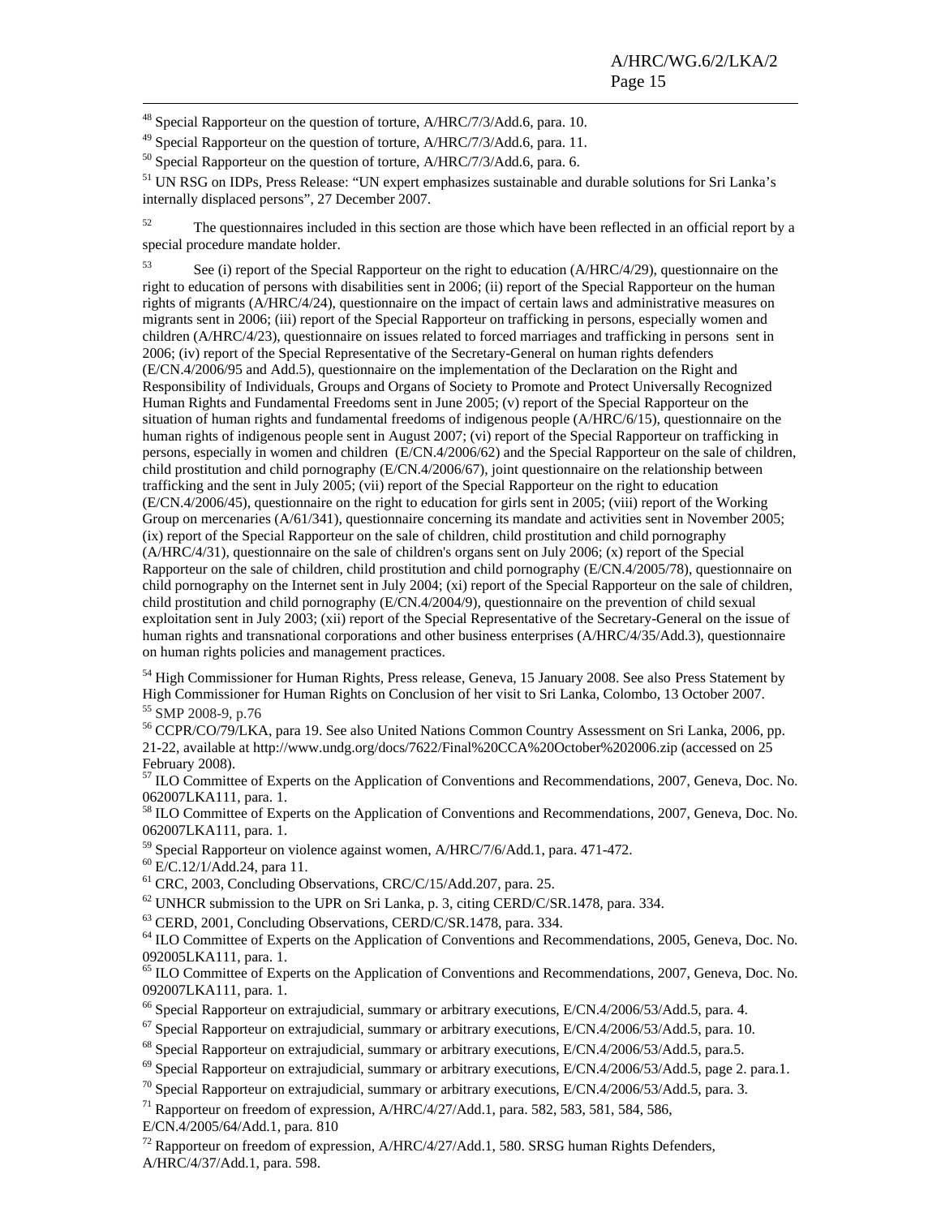[48] Special Rapporteur on the question of torture, A/HRC/7/3/Add.6, para. 10.

[49] Special Rapporteur on the question of torture, A/HRC/7/3/Add.6, para. 11.

[50] Special Rapporteur on the question of torture, A/HRC/7/3/Add.6, para. 6.

[51] UN RSG on IDPs, Press Release: "UN expert emphasizes sustainable and durable solutions for Sri Lanka's internally displaced persons", 27 December 2007.

[52] The questionnaires included in this section are those which have been reflected in an official report by a special procedure mandate holder.

[53] See (i) report of the Special Rapporteur on the right to education (A/HRC/4/29), questionnaire on the right to education of persons with disabilities sent in 2006; (ii) report of the Special Rapporteur on the human rights of migrants (A/HRC/4/24), questionnaire on the impact of certain laws and administrative measures on migrants sent in 2006; (iii) report of the Special Rapporteur on trafficking in persons, especially women and children (A/HRC/4/23), questionnaire on issues related to forced marriages and trafficking in persons sent in 2006; (iv) report of the Special Representative of the Secretary-General on human rights defenders (E/CN.4/2006/95 and Add.5), questionnaire on the implementation of the Declaration on the Right and Responsibility of Individuals, Groups and Organs of Society to Promote and Protect Universally Recognized Human Rights and Fundamental Freedoms sent in June 2005; (v) report of the Special Rapporteur on the situation of human rights and fundamental freedoms of indigenous people (A/HRC/6/15), questionnaire on the human rights of indigenous people sent in August 2007; (vi) report of the Special Rapporteur on trafficking in persons, especially in women and children (E/CN.4/2006/62) and the Special Rapporteur on the sale of children, child prostitution and child pornography (E/CN.4/2006/67), joint questionnaire on the relationship between trafficking and the sent in July 2005; (vii) report of the Special Rapporteur on the right to education (E/CN.4/2006/45), questionnaire on the right to education for girls sent in 2005; (viii) report of the Working Group on mercenaries (A/61/341), questionnaire concerning its mandate and activities sent in November 2005; (ix) report of the Special Rapporteur on the sale of children, child prostitution and child pornography (A/HRC/4/31), questionnaire on the sale of children's organs sent on July 2006; (x) report of the Special Rapporteur on the sale of children, child prostitution and child pornography (E/CN.4/2005/78), questionnaire on child pornography on the Internet sent in July 2004; (xi) report of the Special Rapporteur on the sale of children, child prostitution and child pornography (E/CN.4/2004/9), questionnaire on the prevention of child sexual exploitation sent in July 2003; (xii) report of the Special Representative of the Secretary-General on the issue of human rights and transnational corporations and other business enterprises (A/HRC/4/35/Add.3), questionnaire on human rights policies and management practices.

[54] High Commissioner for Human Rights, Press release, Geneva, 15 January 2008. See also Press Statement by High Commissioner for Human Rights on Conclusion of her visit to Sri Lanka, Colombo, 13 October 2007.

[55] SMP 2008-9, p.76

[56] CCPR/CO/79/LKA, para 19. See also United Nations Common Country Assessment on Sri Lanka, 2006, pp. 21-22, available at http://www.undg.org/docs/7622/Final%20CCA%20October%202006.zip (accessed on 25 February 2008).

[57] ILO Committee of Experts on the Application of Conventions and Recommendations, 2007, Geneva, Doc. No. 062007LKA111, para. 1.

[58] ILO Committee of Experts on the Application of Conventions and Recommendations, 2007, Geneva, Doc. No. 062007LKA111, para. 1.

[59] Special Rapporteur on violence against women, A/HRC/7/6/Add.1, para. 471-472.

[60] E/C.12/1/Add.24, para 11.

[61] CRC, 2003, Concluding Observations, CRC/C/15/Add.207, para. 25.

[62] UNHCR submission to the UPR on Sri Lanka, p. 3, citing CERD/C/SR.1478, para. 334.

[63] CERD, 2001, Concluding Observations, CERD/C/SR.1478, para. 334.

[64] ILO Committee of Experts on the Application of Conventions and Recommendations, 2005, Geneva, Doc. No. 092005LKA111, para. 1.

[65] ILO Committee of Experts on the Application of Conventions and Recommendations, 2007, Geneva, Doc. No. 092007LKA111, para. 1.

[66] Special Rapporteur on extrajudicial, summary or arbitrary executions, E/CN.4/2006/53/Add.5, para. 4.

[67] Special Rapporteur on extrajudicial, summary or arbitrary executions, E/CN.4/2006/53/Add.5, para. 10.

[68] Special Rapporteur on extrajudicial, summary or arbitrary executions, E/CN.4/2006/53/Add.5, para.5.

[69] Special Rapporteur on extrajudicial, summary or arbitrary executions, E/CN.4/2006/53/Add.5, page 2. para.1.

[70] Special Rapporteur on extrajudicial, summary or arbitrary executions, E/CN.4/2006/53/Add.5, para. 3.

[71] Rapporteur on freedom of expression, A/HRC/4/27/Add.1, para. 582, 583, 581, 584, 586, E/CN.4/2005/64/Add.1, para. 810

[72] Rapporteur on freedom of expression, A/HRC/4/27/Add.1, 580. SRSG human Rights Defenders, A/HRC/4/37/Add.1, para. 598.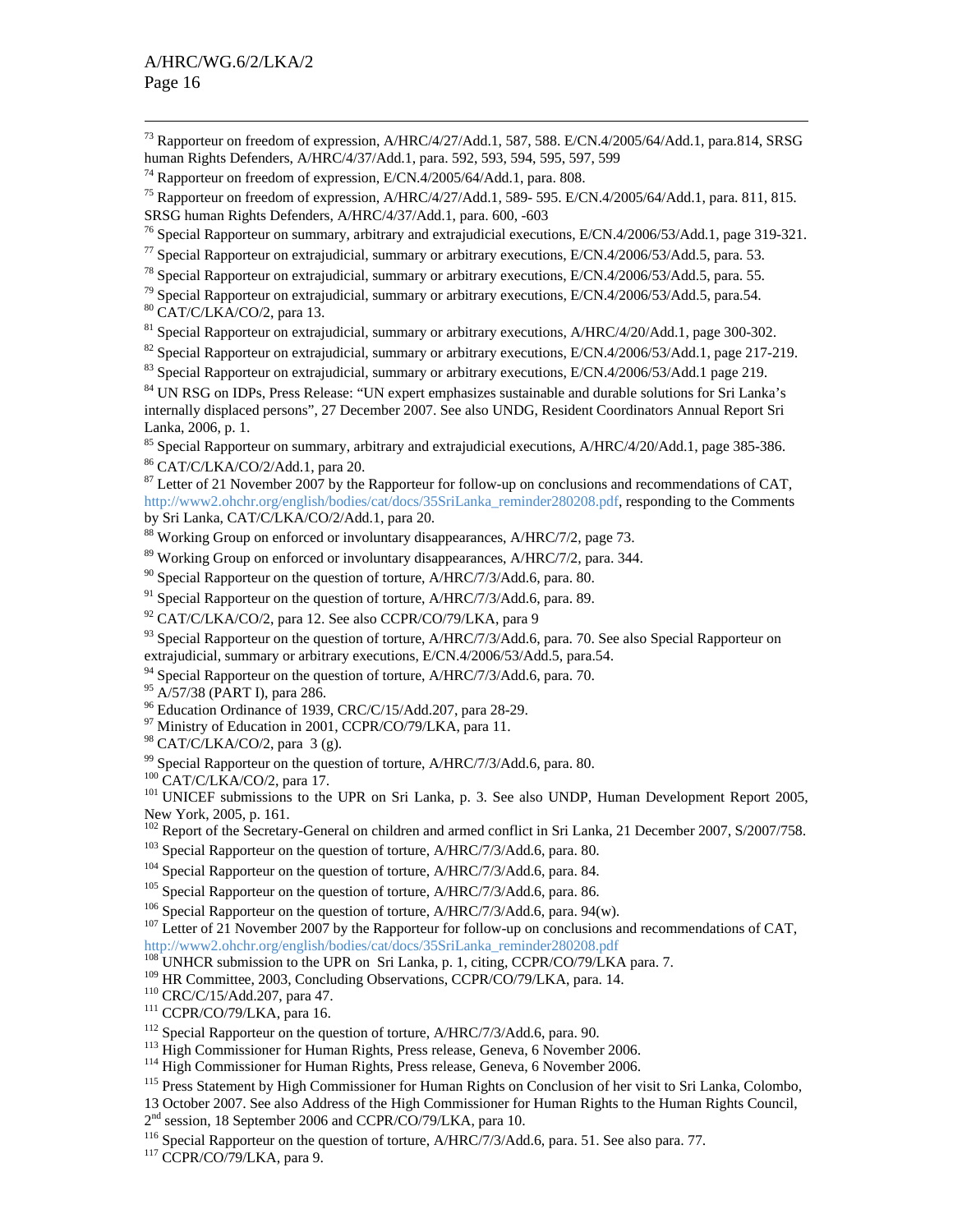[73] Rapporteur on freedom of expression, A/HRC/4/27/Add.1, 587, 588. E/CN.4/2005/64/Add.1, para.814, SRSG human Rights Defenders, A/HRC/4/37/Add.1, para. 592, 593, 594, 595, 597, 599

[74] Rapporteur on freedom of expression, E/CN.4/2005/64/Add.1, para. 808.

[75] Rapporteur on freedom of expression, A/HRC/4/27/Add.1, 589- 595. E/CN.4/2005/64/Add.1, para. 811, 815. SRSG human Rights Defenders, A/HRC/4/37/Add.1, para. 600, -603

[76] Special Rapporteur on summary, arbitrary and extrajudicial executions, E/CN.4/2006/53/Add.1, page 319-321.

[77] Special Rapporteur on extrajudicial, summary or arbitrary executions, E/CN.4/2006/53/Add.5, para. 53.

[78] Special Rapporteur on extrajudicial, summary or arbitrary executions, E/CN.4/2006/53/Add.5, para. 55.

[79] Special Rapporteur on extrajudicial, summary or arbitrary executions, E/CN.4/2006/53/Add.5, para.54.

[80] CAT/C/LKA/CO/2, para 13.

[81] Special Rapporteur on extrajudicial, summary or arbitrary executions, A/HRC/4/20/Add.1, page 300-302.

[82] Special Rapporteur on extrajudicial, summary or arbitrary executions, E/CN.4/2006/53/Add.1, page 217-219.

[83] Special Rapporteur on extrajudicial, summary or arbitrary executions, E/CN.4/2006/53/Add.1 page 219.

[84] UN RSG on IDPs, Press Release: "UN expert emphasizes sustainable and durable solutions for Sri Lanka's internally displaced persons", 27 December 2007. See also UNDG, Resident Coordinators Annual Report Sri Lanka, 2006, p. 1.

[85] Special Rapporteur on summary, arbitrary and extrajudicial executions, A/HRC/4/20/Add.1, page 385-386.

[86] CAT/C/LKA/CO/2/Add.1, para 20.

[87] Letter of 21 November 2007 by the Rapporteur for follow-up on conclusions and recommendations of CAT, http://www2.ohchr.org/english/bodies/cat/docs/35SriLanka_reminder280208.pdf, responding to the Comments by Sri Lanka, CAT/C/LKA/CO/2/Add.1, para 20.

[88] Working Group on enforced or involuntary disappearances, A/HRC/7/2, page 73.

[89] Working Group on enforced or involuntary disappearances, A/HRC/7/2, para. 344.

[90] Special Rapporteur on the question of torture, A/HRC/7/3/Add.6, para. 80.

[91] Special Rapporteur on the question of torture, A/HRC/7/3/Add.6, para. 89.

[92] CAT/C/LKA/CO/2, para 12. See also CCPR/CO/79/LKA, para 9

[93] Special Rapporteur on the question of torture, A/HRC/7/3/Add.6, para. 70. See also Special Rapporteur on extrajudicial, summary or arbitrary executions, E/CN.4/2006/53/Add.5, para.54.

[94] Special Rapporteur on the question of torture, A/HRC/7/3/Add.6, para. 70.

[95] A/57/38 (PART I), para 286.

[96] Education Ordinance of 1939, CRC/C/15/Add.207, para 28-29.

[97] Ministry of Education in 2001, CCPR/CO/79/LKA, para 11.

[98] CAT/C/LKA/CO/2, para 3 (g).

[99] Special Rapporteur on the question of torture, A/HRC/7/3/Add.6, para. 80.

[100] CAT/C/LKA/CO/2, para 17.

[101] UNICEF submissions to the UPR on Sri Lanka, p. 3. See also UNDP, Human Development Report 2005, New York, 2005, p. 161.

[102] Report of the Secretary-General on children and armed conflict in Sri Lanka, 21 December 2007, S/2007/758.

[103] Special Rapporteur on the question of torture, A/HRC/7/3/Add.6, para. 80.

[104] Special Rapporteur on the question of torture, A/HRC/7/3/Add.6, para. 84.

[105] Special Rapporteur on the question of torture, A/HRC/7/3/Add.6, para. 86.

[106] Special Rapporteur on the question of torture, A/HRC/7/3/Add.6, para. 94(w).

[107] Letter of 21 November 2007 by the Rapporteur for follow-up on conclusions and recommendations of CAT, http://www2.ohchr.org/english/bodies/cat/docs/35SriLanka_reminder280208.pdf

[108] UNHCR submission to the UPR on Sri Lanka, p. 1, citing, CCPR/CO/79/LKA para. 7.

[109] HR Committee, 2003, Concluding Observations, CCPR/CO/79/LKA, para. 14.

[110] CRC/C/15/Add.207, para 47.

[111] CCPR/CO/79/LKA, para 16.

[112] Special Rapporteur on the question of torture, A/HRC/7/3/Add.6, para. 90.

[113] High Commissioner for Human Rights, Press release, Geneva, 6 November 2006.

[114] High Commissioner for Human Rights, Press release, Geneva, 6 November 2006.

[115] Press Statement by High Commissioner for Human Rights on Conclusion of her visit to Sri Lanka, Colombo, 13 October 2007. See also Address of the High Commissioner for Human Rights to the Human Rights Council, 2nd session, 18 September 2006 and CCPR/CO/79/LKA, para 10.

[116] Special Rapporteur on the question of torture, A/HRC/7/3/Add.6, para. 51. See also para. 77.

[117] CCPR/CO/79/LKA, para 9.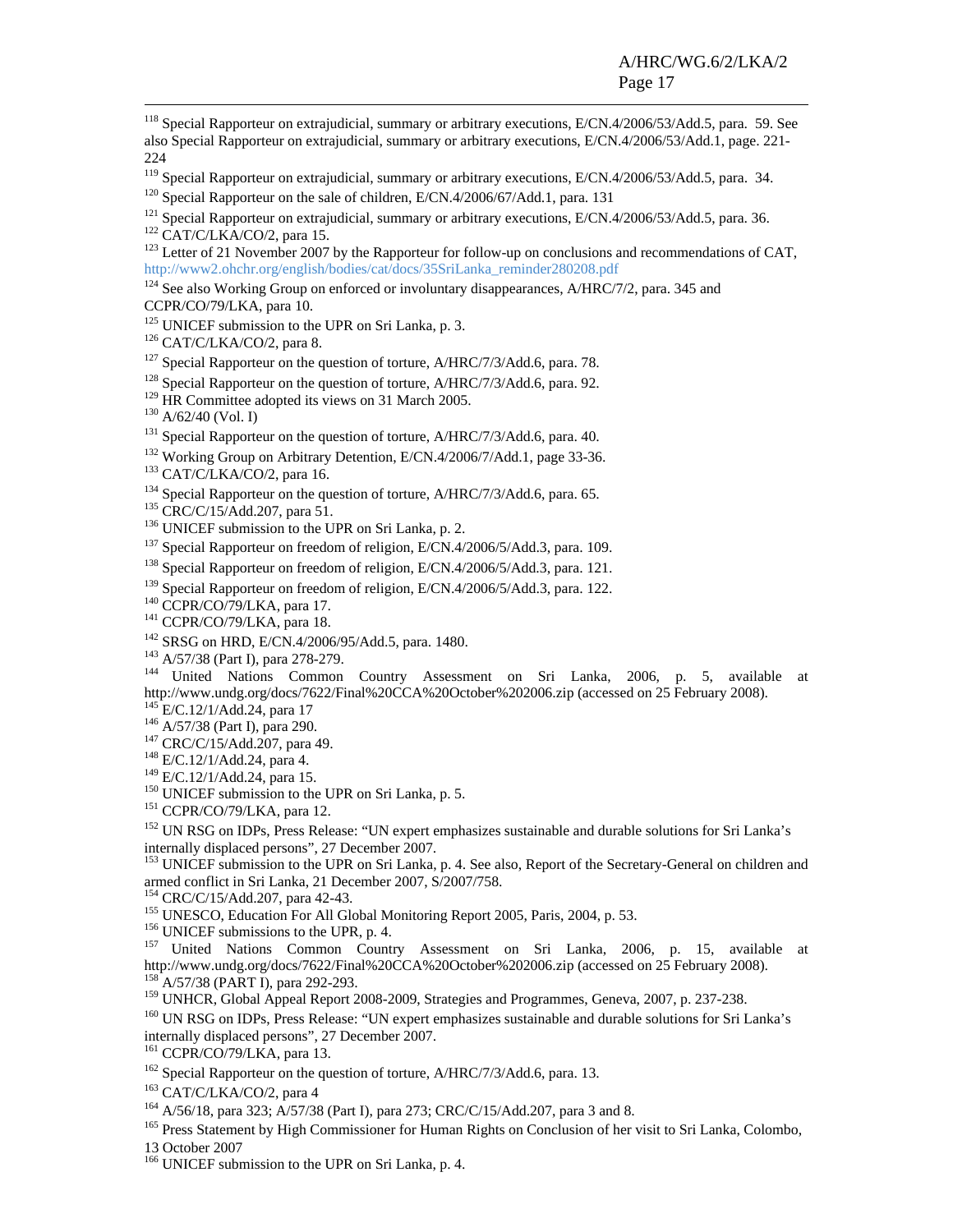[118] Special Rapporteur on extrajudicial, summary or arbitrary executions, E/CN.4/2006/53/Add.5, para. 59. See also Special Rapporteur on extrajudicial, summary or arbitrary executions, E/CN.4/2006/53/Add.1, page. 221-224

[119] Special Rapporteur on extrajudicial, summary or arbitrary executions, E/CN.4/2006/53/Add.5, para. 34.

[120] Special Rapporteur on the sale of children, E/CN.4/2006/67/Add.1, para. 131

[121] Special Rapporteur on extrajudicial, summary or arbitrary executions, E/CN.4/2006/53/Add.5, para. 36.

[122] CAT/C/LKA/CO/2, para 15.

[123] Letter of 21 November 2007 by the Rapporteur for follow-up on conclusions and recommendations of CAT, http://www2.ohchr.org/english/bodies/cat/docs/35SriLanka_reminder280208.pdf

[124] See also Working Group on enforced or involuntary disappearances, A/HRC/7/2, para. 345 and CCPR/CO/79/LKA, para 10.

[125] UNICEF submission to the UPR on Sri Lanka, p. 3.

[126] CAT/C/LKA/CO/2, para 8.

[127] Special Rapporteur on the question of torture, A/HRC/7/3/Add.6, para. 78.

[128] Special Rapporteur on the question of torture, A/HRC/7/3/Add.6, para. 92.

[129] HR Committee adopted its views on 31 March 2005.

[130] A/62/40 (Vol. I)

[131] Special Rapporteur on the question of torture, A/HRC/7/3/Add.6, para. 40.

[132] Working Group on Arbitrary Detention, E/CN.4/2006/7/Add.1, page 33-36.

[133] CAT/C/LKA/CO/2, para 16.

[134] Special Rapporteur on the question of torture, A/HRC/7/3/Add.6, para. 65.

[135] CRC/C/15/Add.207, para 51.

[136] UNICEF submission to the UPR on Sri Lanka, p. 2.

[137] Special Rapporteur on freedom of religion, E/CN.4/2006/5/Add.3, para. 109.

[138] Special Rapporteur on freedom of religion, E/CN.4/2006/5/Add.3, para. 121.

[139] Special Rapporteur on freedom of religion, E/CN.4/2006/5/Add.3, para. 122.

[140] CCPR/CO/79/LKA, para 17.

[141] CCPR/CO/79/LKA, para 18.

[142] SRSG on HRD, E/CN.4/2006/95/Add.5, para. 1480.

[143] A/57/38 (Part I), para 278-279.

[144] United Nations Common Country Assessment on Sri Lanka, 2006, p. 5, available at http://www.undg.org/docs/7622/Final%20CCA%20October%202006.zip (accessed on 25 February 2008).

[145] E/C.12/1/Add.24, para 17

[146] A/57/38 (Part I), para 290.

[147] CRC/C/15/Add.207, para 49.

[148] E/C.12/1/Add.24, para 4.

[149] E/C.12/1/Add.24, para 15.

[150] UNICEF submission to the UPR on Sri Lanka, p. 5.

[151] CCPR/CO/79/LKA, para 12.

[152] UN RSG on IDPs, Press Release: "UN expert emphasizes sustainable and durable solutions for Sri Lanka's internally displaced persons", 27 December 2007.

[153] UNICEF submission to the UPR on Sri Lanka, p. 4. See also, Report of the Secretary-General on children and armed conflict in Sri Lanka, 21 December 2007, S/2007/758.

[154] CRC/C/15/Add.207, para 42-43.

[155] UNESCO, Education For All Global Monitoring Report 2005, Paris, 2004, p. 53.

[156] UNICEF submissions to the UPR, p. 4.

[157] United Nations Common Country Assessment on Sri Lanka, 2006, p. 15, available at http://www.undg.org/docs/7622/Final%20CCA%20October%202006.zip (accessed on 25 February 2008).

[158] A/57/38 (PART I), para 292-293.

[159] UNHCR, Global Appeal Report 2008-2009, Strategies and Programmes, Geneva, 2007, p. 237-238.

[160] UN RSG on IDPs, Press Release: "UN expert emphasizes sustainable and durable solutions for Sri Lanka's internally displaced persons", 27 December 2007.

[161] CCPR/CO/79/LKA, para 13.

[162] Special Rapporteur on the question of torture, A/HRC/7/3/Add.6, para. 13.

[163] CAT/C/LKA/CO/2, para 4

[164] A/56/18, para 323; A/57/38 (Part I), para 273; CRC/C/15/Add.207, para 3 and 8.

[165] Press Statement by High Commissioner for Human Rights on Conclusion of her visit to Sri Lanka, Colombo, 13 October 2007

[166] UNICEF submission to the UPR on Sri Lanka, p. 4.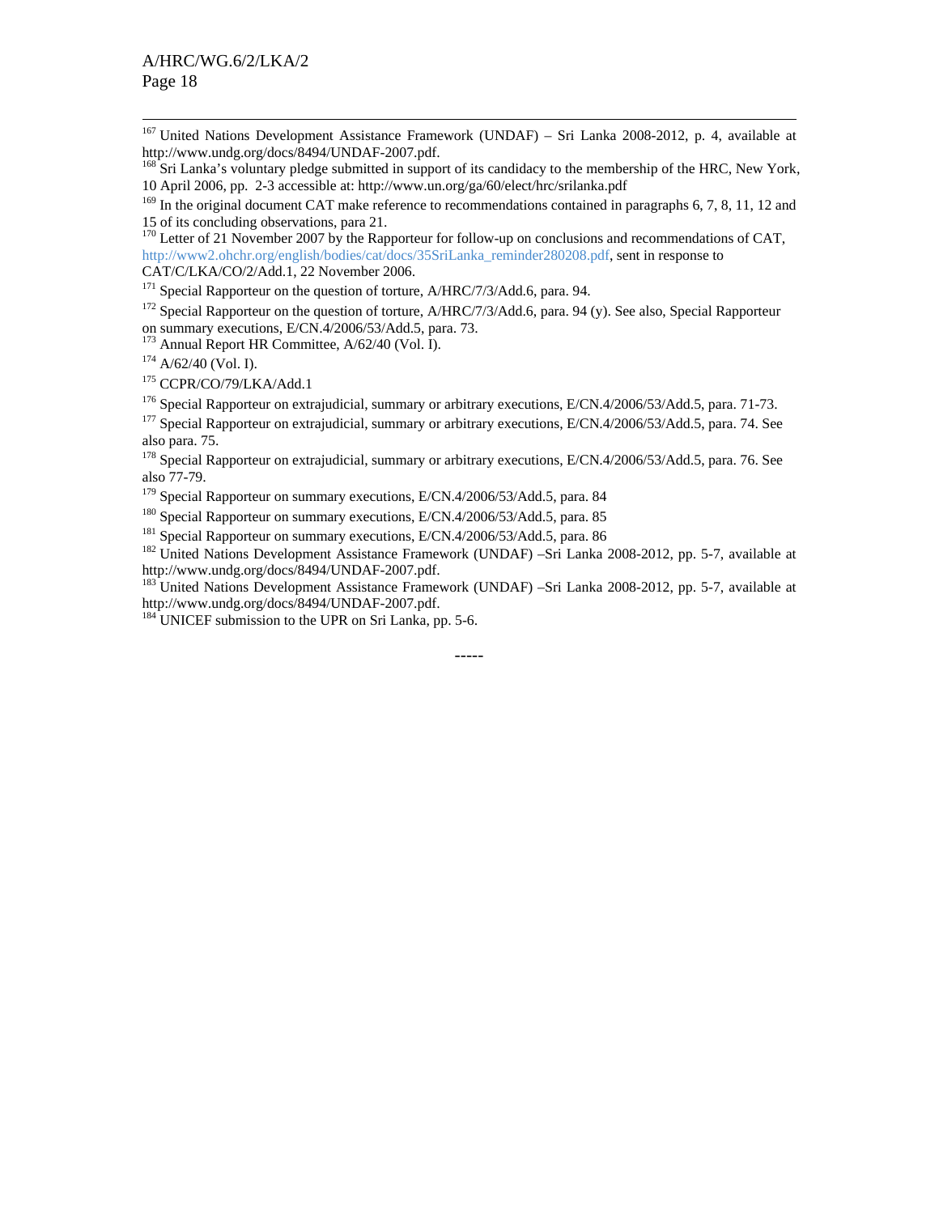[167] United Nations Development Assistance Framework (UNDAF) – Sri Lanka 2008-2012, p. 4, available at http://www.undg.org/docs/8494/UNDAF-2007.pdf.

[168] Sri Lanka's voluntary pledge submitted in support of its candidacy to the membership of the HRC, New York, 10 April 2006, pp. 2-3 accessible at: http://www.un.org/ga/60/elect/hrc/srilanka.pdf

[169] In the original document CAT make reference to recommendations contained in paragraphs 6, 7, 8, 11, 12 and 15 of its concluding observations, para 21.

[170] Letter of 21 November 2007 by the Rapporteur for follow-up on conclusions and recommendations of CAT, http://www2.ohchr.org/english/bodies/cat/docs/35SriLanka_reminder280208.pdf, sent in response to CAT/C/LKA/CO/2/Add.1, 22 November 2006.

[171] Special Rapporteur on the question of torture, A/HRC/7/3/Add.6, para. 94.

[172] Special Rapporteur on the question of torture, A/HRC/7/3/Add.6, para. 94 (y). See also, Special Rapporteur on summary executions, E/CN.4/2006/53/Add.5, para. 73.

[173] Annual Report HR Committee, A/62/40 (Vol. I).

[174] A/62/40 (Vol. I).

[175] CCPR/CO/79/LKA/Add.1

[176] Special Rapporteur on extrajudicial, summary or arbitrary executions, E/CN.4/2006/53/Add.5, para. 71-73.

[177] Special Rapporteur on extrajudicial, summary or arbitrary executions, E/CN.4/2006/53/Add.5, para. 74. See also para. 75.

[178] Special Rapporteur on extrajudicial, summary or arbitrary executions, E/CN.4/2006/53/Add.5, para. 76. See also 77-79.

[179] Special Rapporteur on summary executions, E/CN.4/2006/53/Add.5, para. 84

[180] Special Rapporteur on summary executions, E/CN.4/2006/53/Add.5, para. 85

[181] Special Rapporteur on summary executions, E/CN.4/2006/53/Add.5, para. 86

[182] United Nations Development Assistance Framework (UNDAF) –Sri Lanka 2008-2012, pp. 5-7, available at http://www.undg.org/docs/8494/UNDAF-2007.pdf.

[183] United Nations Development Assistance Framework (UNDAF) –Sri Lanka 2008-2012, pp. 5-7, available at http://www.undg.org/docs/8494/UNDAF-2007.pdf.

[184] UNICEF submission to the UPR on Sri Lanka, pp. 5-6.

-----